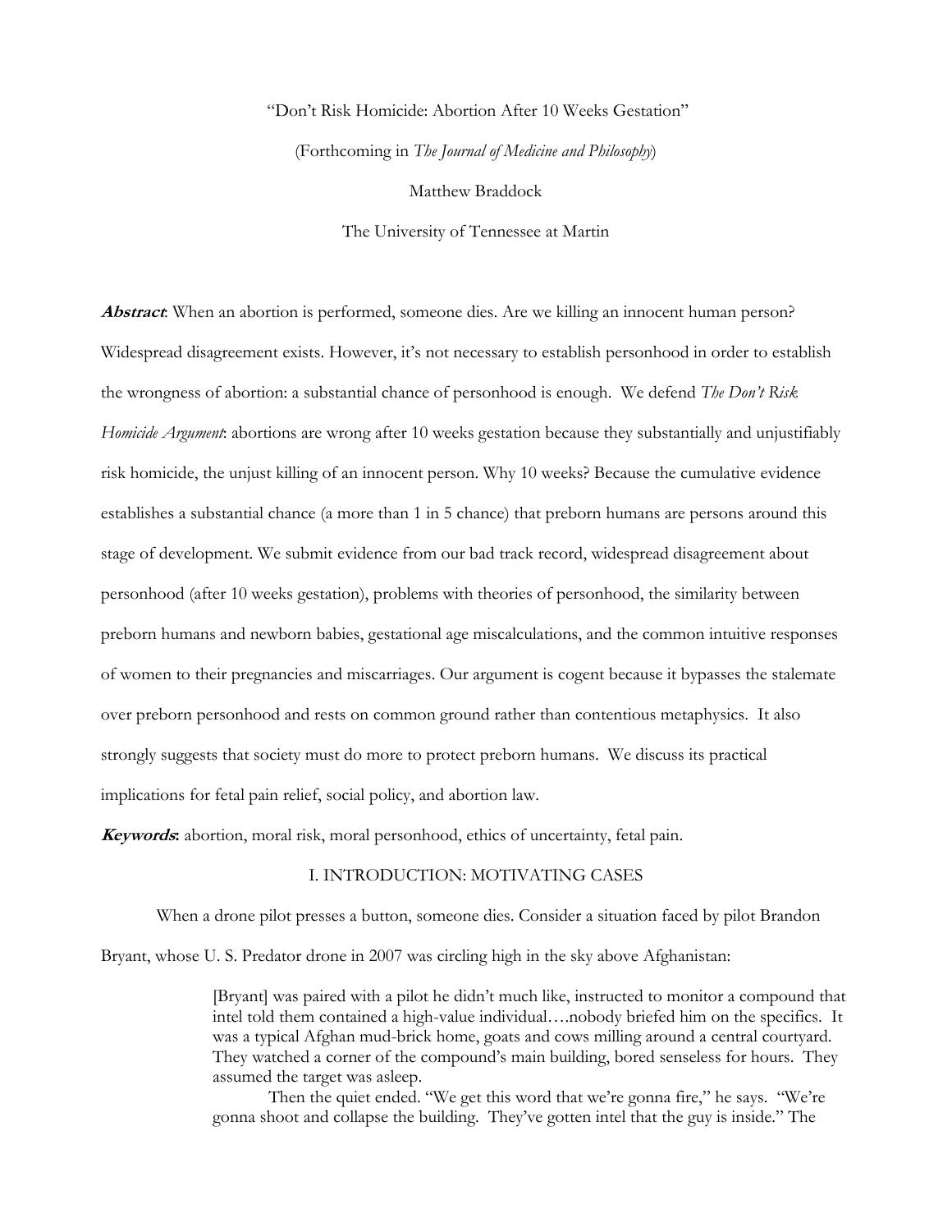"Don't Risk Homicide: Abortion After 10 Weeks Gestation"

(Forthcoming in *The Journal of Medicine and Philosophy*)

Matthew Braddock

The University of Tennessee at Martin

***Abstract***: When an abortion is performed, someone dies. Are we killing an innocent human person? Widespread disagreement exists. However, it's not necessary to establish personhood in order to establish the wrongness of abortion: a substantial chance of personhood is enough. We defend *The Don't Risk Homicide Argument*: abortions are wrong after 10 weeks gestation because they substantially and unjustifiably risk homicide, the unjust killing of an innocent person. Why 10 weeks? Because the cumulative evidence establishes a substantial chance (a more than 1 in 5 chance) that preborn humans are persons around this stage of development. We submit evidence from our bad track record, widespread disagreement about personhood (after 10 weeks gestation), problems with theories of personhood, the similarity between preborn humans and newborn babies, gestational age miscalculations, and the common intuitive responses of women to their pregnancies and miscarriages. Our argument is cogent because it bypasses the stalemate over preborn personhood and rests on common ground rather than contentious metaphysics. It also strongly suggests that society must do more to protect preborn humans. We discuss its practical implications for fetal pain relief, social policy, and abortion law.

***Keywords***: abortion, moral risk, moral personhood, ethics of uncertainty, fetal pain.

## I. INTRODUCTION: MOTIVATING CASES

When a drone pilot presses a button, someone dies. Consider a situation faced by pilot Brandon Bryant, whose U. S. Predator drone in 2007 was circling high in the sky above Afghanistan:

> [Bryant] was paired with a pilot he didn't much like, instructed to monitor a compound that intel told them contained a high-value individual….nobody briefed him on the specifics. It was a typical Afghan mud-brick home, goats and cows milling around a central courtyard. They watched a corner of the compound's main building, bored senseless for hours. They assumed the target was asleep.
>
> Then the quiet ended. "We get this word that we're gonna fire," he says. "We're gonna shoot and collapse the building. They've gotten intel that the guy is inside." The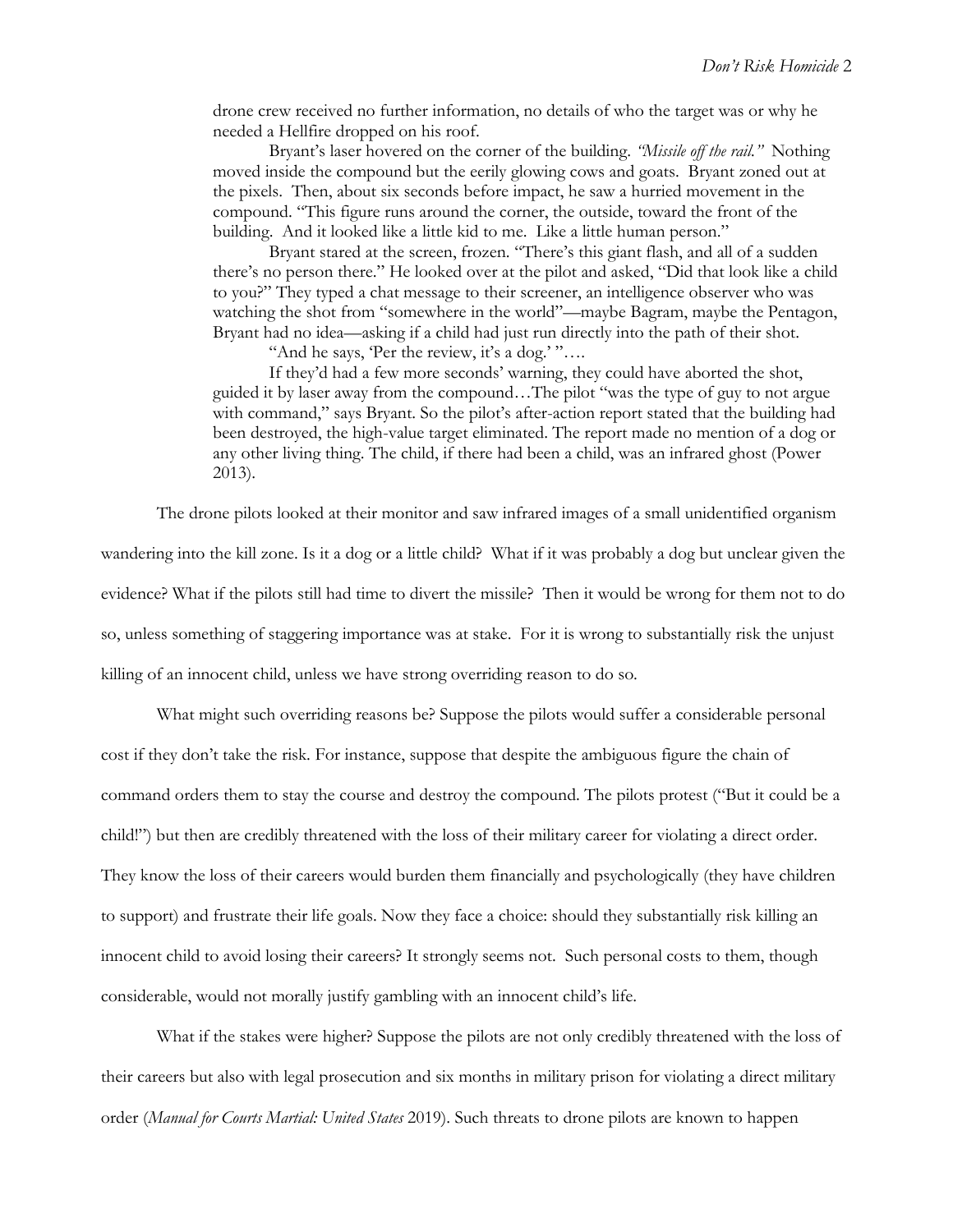> drone crew received no further information, no details of who the target was or why he needed a Hellfire dropped on his roof.
>
> Bryant's laser hovered on the corner of the building. *"Missile off the rail."* Nothing moved inside the compound but the eerily glowing cows and goats. Bryant zoned out at the pixels. Then, about six seconds before impact, he saw a hurried movement in the compound. "This figure runs around the corner, the outside, toward the front of the building. And it looked like a little kid to me. Like a little human person."
>
> Bryant stared at the screen, frozen. "There's this giant flash, and all of a sudden there's no person there." He looked over at the pilot and asked, "Did that look like a child to you?" They typed a chat message to their screener, an intelligence observer who was watching the shot from "somewhere in the world"—maybe Bagram, maybe the Pentagon, Bryant had no idea—asking if a child had just run directly into the path of their shot.
>
> "And he says, 'Per the review, it's a dog.' "….
>
> If they'd had a few more seconds' warning, they could have aborted the shot, guided it by laser away from the compound…The pilot "was the type of guy to not argue with command," says Bryant. So the pilot's after-action report stated that the building had been destroyed, the high-value target eliminated. The report made no mention of a dog or any other living thing. The child, if there had been a child, was an infrared ghost (Power 2013).

The drone pilots looked at their monitor and saw infrared images of a small unidentified organism wandering into the kill zone. Is it a dog or a little child? What if it was probably a dog but unclear given the evidence? What if the pilots still had time to divert the missile? Then it would be wrong for them not to do so, unless something of staggering importance was at stake. For it is wrong to substantially risk the unjust killing of an innocent child, unless we have strong overriding reason to do so.

What might such overriding reasons be? Suppose the pilots would suffer a considerable personal cost if they don't take the risk. For instance, suppose that despite the ambiguous figure the chain of command orders them to stay the course and destroy the compound. The pilots protest ("But it could be a child!") but then are credibly threatened with the loss of their military career for violating a direct order. They know the loss of their careers would burden them financially and psychologically (they have children to support) and frustrate their life goals. Now they face a choice: should they substantially risk killing an innocent child to avoid losing their careers? It strongly seems not. Such personal costs to them, though considerable, would not morally justify gambling with an innocent child's life.

What if the stakes were higher? Suppose the pilots are not only credibly threatened with the loss of their careers but also with legal prosecution and six months in military prison for violating a direct military order (*Manual for Courts Martial: United States* 2019). Such threats to drone pilots are known to happen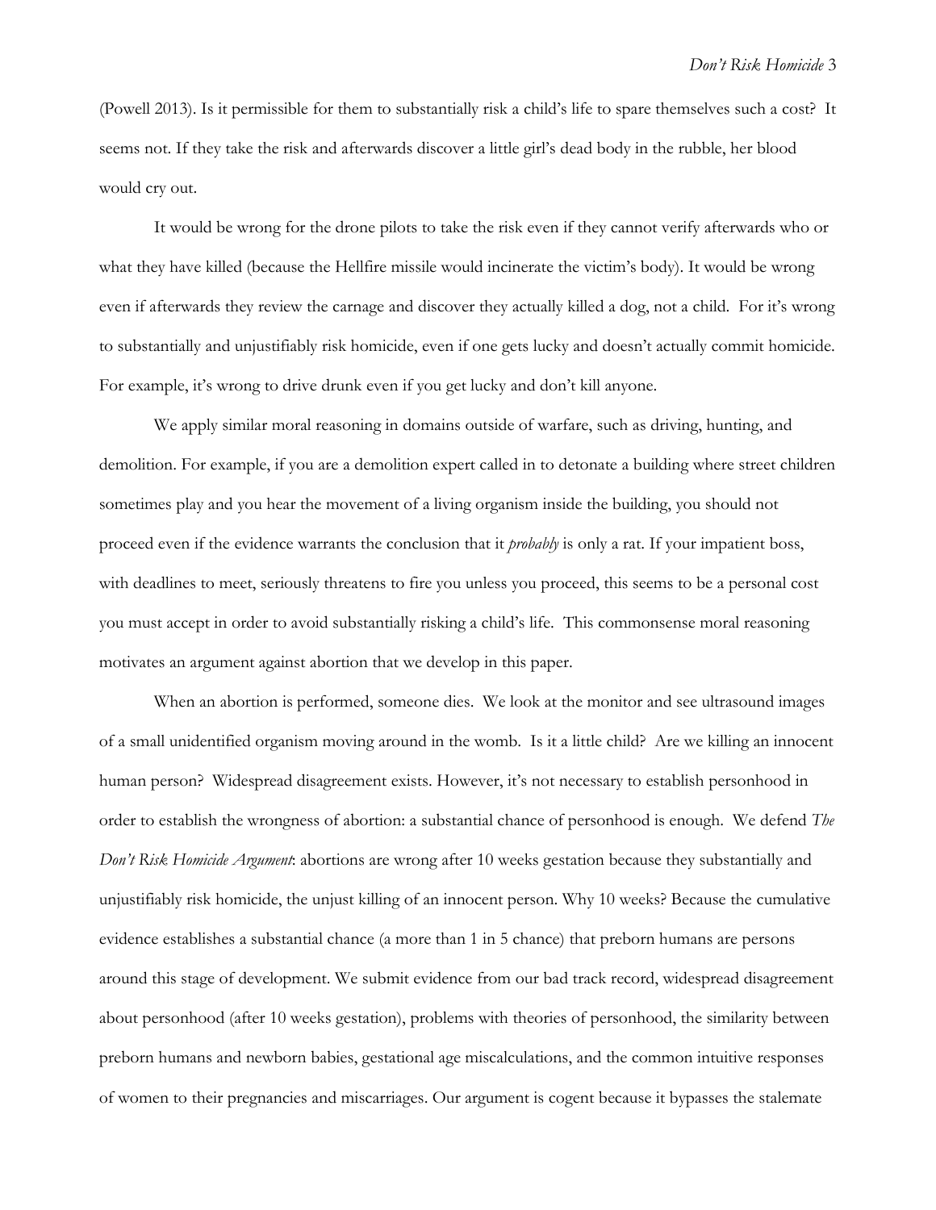(Powell 2013). Is it permissible for them to substantially risk a child's life to spare themselves such a cost? It seems not. If they take the risk and afterwards discover a little girl's dead body in the rubble, her blood would cry out.

It would be wrong for the drone pilots to take the risk even if they cannot verify afterwards who or what they have killed (because the Hellfire missile would incinerate the victim's body). It would be wrong even if afterwards they review the carnage and discover they actually killed a dog, not a child. For it's wrong to substantially and unjustifiably risk homicide, even if one gets lucky and doesn't actually commit homicide. For example, it's wrong to drive drunk even if you get lucky and don't kill anyone.

We apply similar moral reasoning in domains outside of warfare, such as driving, hunting, and demolition. For example, if you are a demolition expert called in to detonate a building where street children sometimes play and you hear the movement of a living organism inside the building, you should not proceed even if the evidence warrants the conclusion that it *probably* is only a rat. If your impatient boss, with deadlines to meet, seriously threatens to fire you unless you proceed, this seems to be a personal cost you must accept in order to avoid substantially risking a child's life. This commonsense moral reasoning motivates an argument against abortion that we develop in this paper.

When an abortion is performed, someone dies. We look at the monitor and see ultrasound images of a small unidentified organism moving around in the womb. Is it a little child? Are we killing an innocent human person? Widespread disagreement exists. However, it's not necessary to establish personhood in order to establish the wrongness of abortion: a substantial chance of personhood is enough. We defend *The Don't Risk Homicide Argument*: abortions are wrong after 10 weeks gestation because they substantially and unjustifiably risk homicide, the unjust killing of an innocent person. Why 10 weeks? Because the cumulative evidence establishes a substantial chance (a more than 1 in 5 chance) that preborn humans are persons around this stage of development. We submit evidence from our bad track record, widespread disagreement about personhood (after 10 weeks gestation), problems with theories of personhood, the similarity between preborn humans and newborn babies, gestational age miscalculations, and the common intuitive responses of women to their pregnancies and miscarriages. Our argument is cogent because it bypasses the stalemate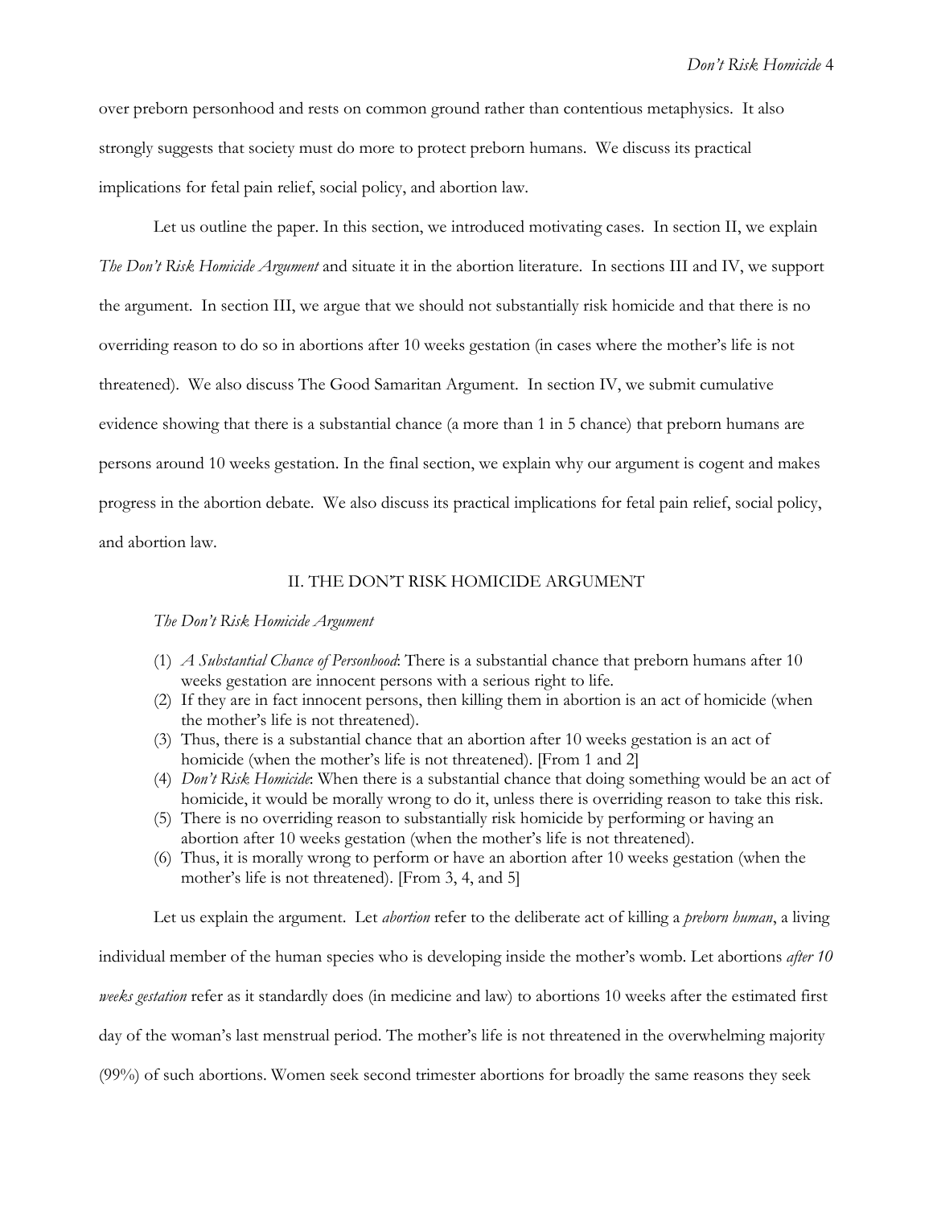over preborn personhood and rests on common ground rather than contentious metaphysics. It also strongly suggests that society must do more to protect preborn humans. We discuss its practical implications for fetal pain relief, social policy, and abortion law.

Let us outline the paper. In this section, we introduced motivating cases. In section II, we explain *The Don't Risk Homicide Argument* and situate it in the abortion literature. In sections III and IV, we support the argument. In section III, we argue that we should not substantially risk homicide and that there is no overriding reason to do so in abortions after 10 weeks gestation (in cases where the mother's life is not threatened). We also discuss The Good Samaritan Argument. In section IV, we submit cumulative evidence showing that there is a substantial chance (a more than 1 in 5 chance) that preborn humans are persons around 10 weeks gestation. In the final section, we explain why our argument is cogent and makes progress in the abortion debate. We also discuss its practical implications for fetal pain relief, social policy, and abortion law.

## II. THE DON'T RISK HOMICIDE ARGUMENT

*The Don't Risk Homicide Argument*

(1) *A Substantial Chance of Personhood*: There is a substantial chance that preborn humans after 10 weeks gestation are innocent persons with a serious right to life.
(2) If they are in fact innocent persons, then killing them in abortion is an act of homicide (when the mother's life is not threatened).
(3) Thus, there is a substantial chance that an abortion after 10 weeks gestation is an act of homicide (when the mother's life is not threatened). [From 1 and 2]
(4) *Don't Risk Homicide*: When there is a substantial chance that doing something would be an act of homicide, it would be morally wrong to do it, unless there is overriding reason to take this risk.
(5) There is no overriding reason to substantially risk homicide by performing or having an abortion after 10 weeks gestation (when the mother's life is not threatened).
(6) Thus, it is morally wrong to perform or have an abortion after 10 weeks gestation (when the mother's life is not threatened). [From 3, 4, and 5]

Let us explain the argument. Let *abortion* refer to the deliberate act of killing a *preborn human*, a living individual member of the human species who is developing inside the mother's womb. Let abortions *after 10 weeks gestation* refer as it standardly does (in medicine and law) to abortions 10 weeks after the estimated first day of the woman's last menstrual period. The mother's life is not threatened in the overwhelming majority (99%) of such abortions. Women seek second trimester abortions for broadly the same reasons they seek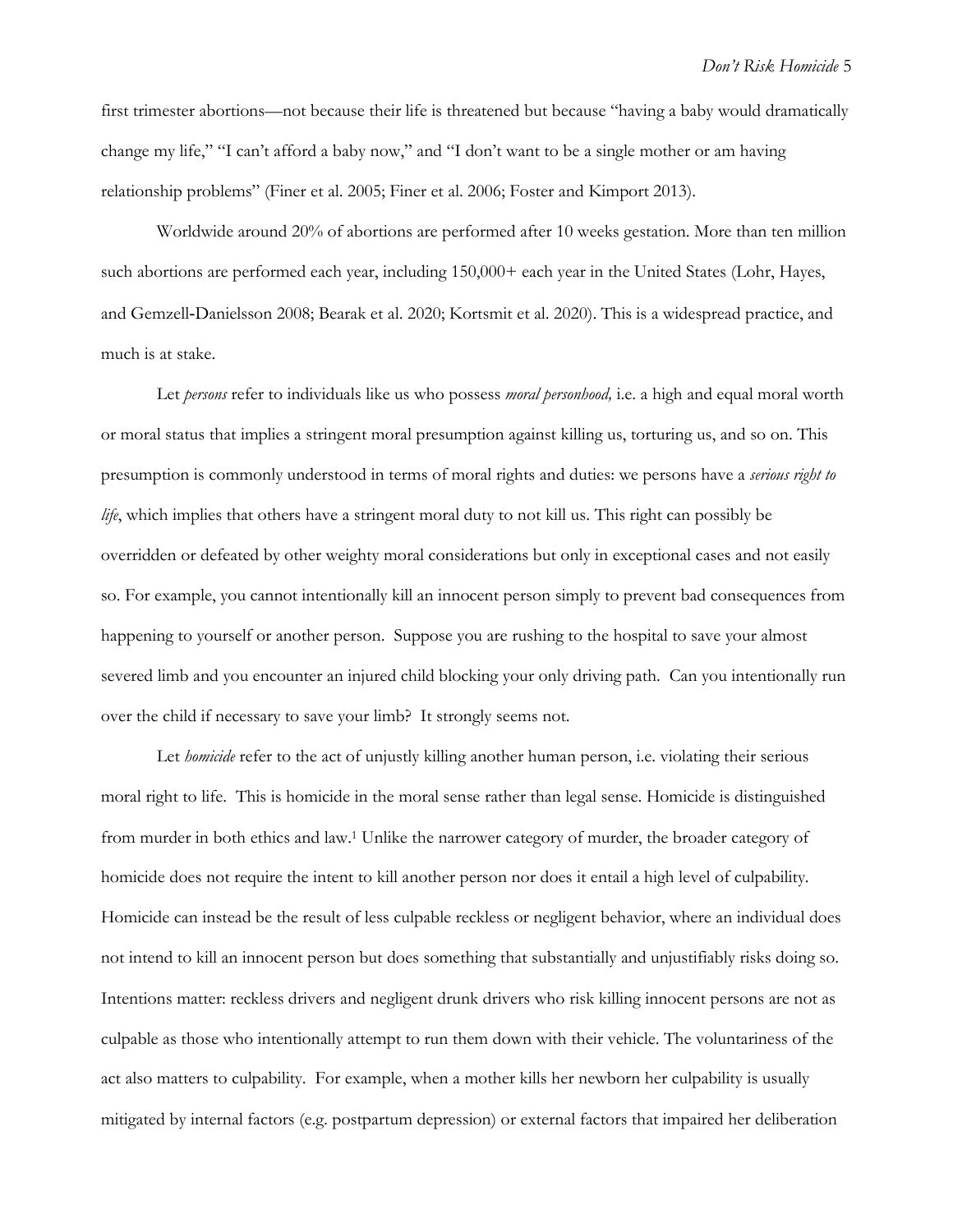first trimester abortions—not because their life is threatened but because "having a baby would dramatically change my life," "I can't afford a baby now," and "I don't want to be a single mother or am having relationship problems" (Finer et al. 2005; Finer et al. 2006; Foster and Kimport 2013).

Worldwide around 20% of abortions are performed after 10 weeks gestation. More than ten million such abortions are performed each year, including 150,000+ each year in the United States (Lohr, Hayes, and Gemzell-Danielsson 2008; Bearak et al. 2020; Kortsmit et al. 2020). This is a widespread practice, and much is at stake.

Let *persons* refer to individuals like us who possess *moral personhood,* i.e. a high and equal moral worth or moral status that implies a stringent moral presumption against killing us, torturing us, and so on. This presumption is commonly understood in terms of moral rights and duties: we persons have a *serious right to life*, which implies that others have a stringent moral duty to not kill us. This right can possibly be overridden or defeated by other weighty moral considerations but only in exceptional cases and not easily so. For example, you cannot intentionally kill an innocent person simply to prevent bad consequences from happening to yourself or another person. Suppose you are rushing to the hospital to save your almost severed limb and you encounter an injured child blocking your only driving path. Can you intentionally run over the child if necessary to save your limb? It strongly seems not.

Let *homicide* refer to the act of unjustly killing another human person, i.e. violating their serious moral right to life. This is homicide in the moral sense rather than legal sense. Homicide is distinguished from murder in both ethics and law.[1] Unlike the narrower category of murder, the broader category of homicide does not require the intent to kill another person nor does it entail a high level of culpability. Homicide can instead be the result of less culpable reckless or negligent behavior, where an individual does not intend to kill an innocent person but does something that substantially and unjustifiably risks doing so. Intentions matter: reckless drivers and negligent drunk drivers who risk killing innocent persons are not as culpable as those who intentionally attempt to run them down with their vehicle. The voluntariness of the act also matters to culpability. For example, when a mother kills her newborn her culpability is usually mitigated by internal factors (e.g. postpartum depression) or external factors that impaired her deliberation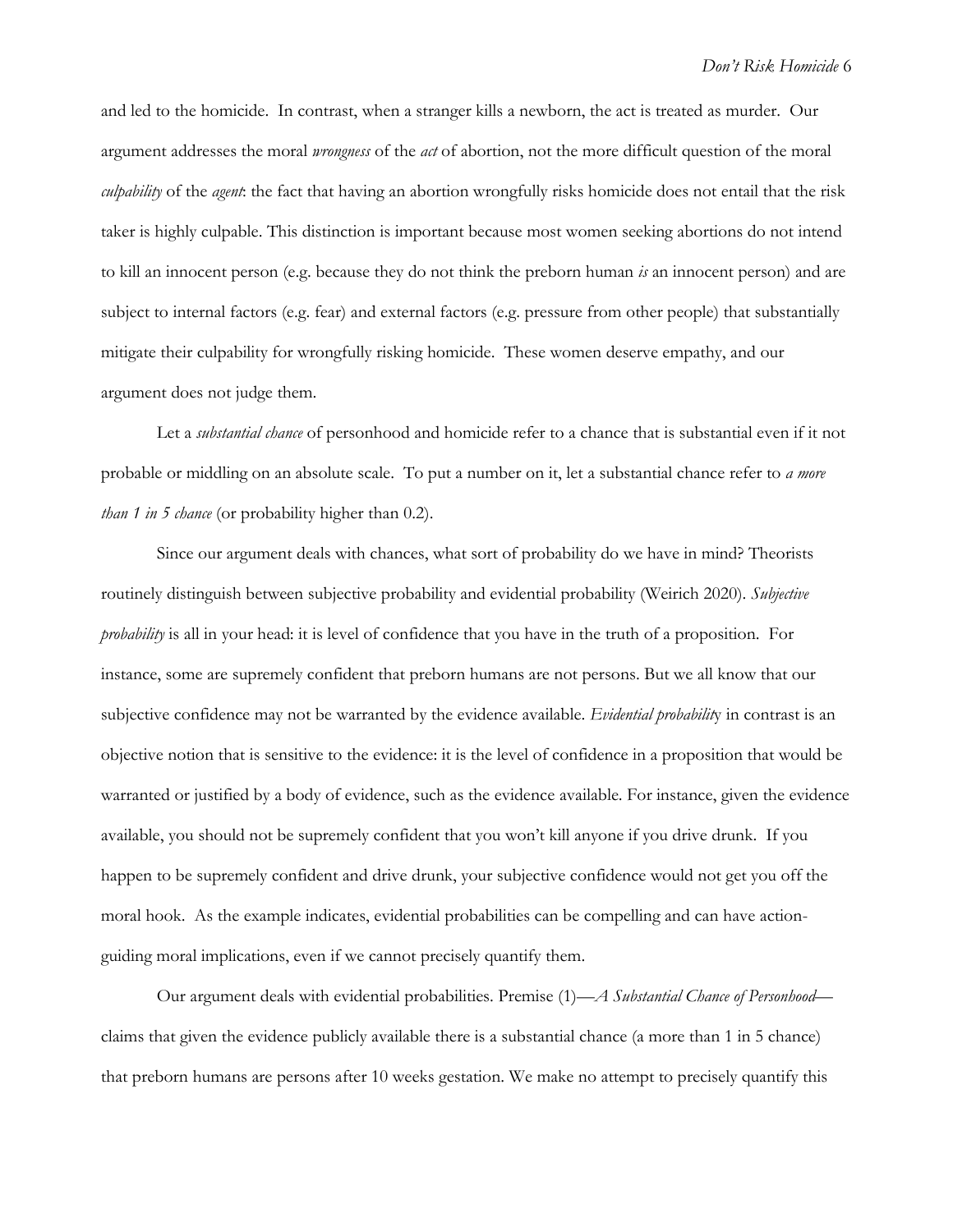and led to the homicide. In contrast, when a stranger kills a newborn, the act is treated as murder. Our argument addresses the moral *wrongness* of the *act* of abortion, not the more difficult question of the moral *culpability* of the *agent*: the fact that having an abortion wrongfully risks homicide does not entail that the risk taker is highly culpable. This distinction is important because most women seeking abortions do not intend to kill an innocent person (e.g. because they do not think the preborn human *is* an innocent person) and are subject to internal factors (e.g. fear) and external factors (e.g. pressure from other people) that substantially mitigate their culpability for wrongfully risking homicide. These women deserve empathy, and our argument does not judge them.

Let a *substantial chance* of personhood and homicide refer to a chance that is substantial even if it not probable or middling on an absolute scale. To put a number on it, let a substantial chance refer to *a more than 1 in 5 chance* (or probability higher than 0.2).

Since our argument deals with chances, what sort of probability do we have in mind? Theorists routinely distinguish between subjective probability and evidential probability (Weirich 2020). *Subjective probability* is all in your head: it is level of confidence that you have in the truth of a proposition. For instance, some are supremely confident that preborn humans are not persons. But we all know that our subjective confidence may not be warranted by the evidence available. *Evidential probability* in contrast is an objective notion that is sensitive to the evidence: it is the level of confidence in a proposition that would be warranted or justified by a body of evidence, such as the evidence available. For instance, given the evidence available, you should not be supremely confident that you won't kill anyone if you drive drunk. If you happen to be supremely confident and drive drunk, your subjective confidence would not get you off the moral hook. As the example indicates, evidential probabilities can be compelling and can have action-guiding moral implications, even if we cannot precisely quantify them.

Our argument deals with evidential probabilities. Premise (1)—*A Substantial Chance of Personhood*—claims that given the evidence publicly available there is a substantial chance (a more than 1 in 5 chance) that preborn humans are persons after 10 weeks gestation. We make no attempt to precisely quantify this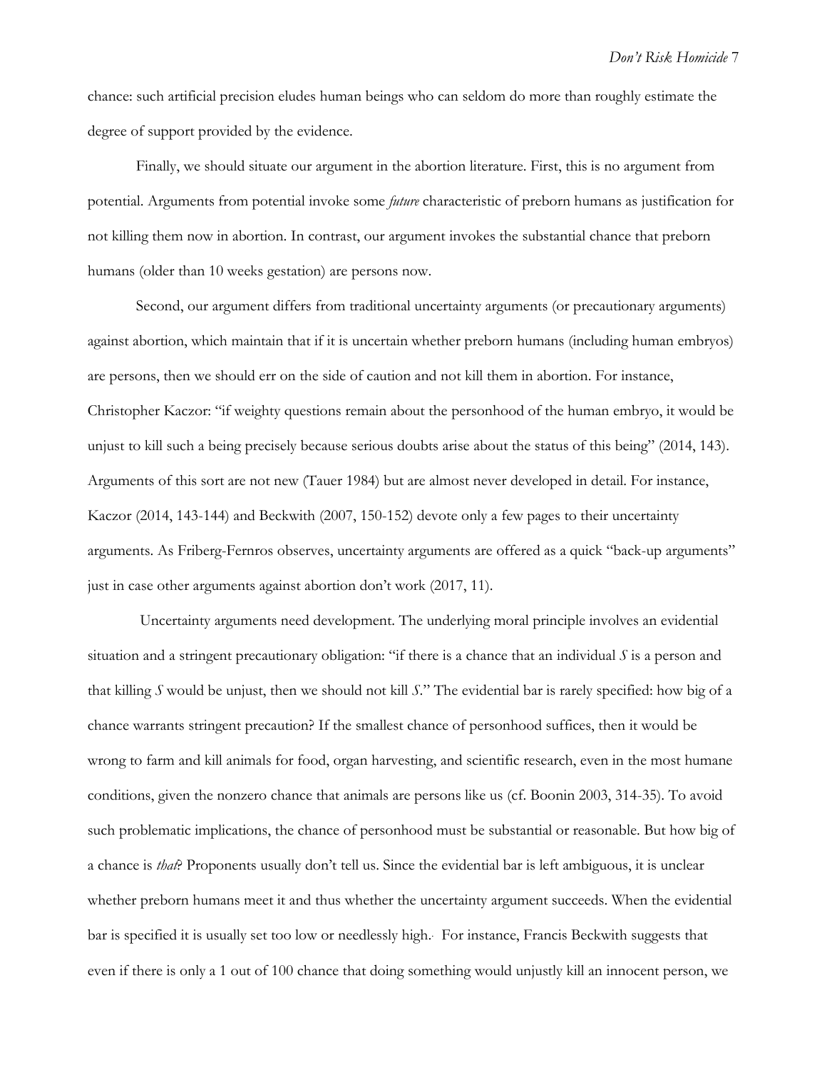chance: such artificial precision eludes human beings who can seldom do more than roughly estimate the degree of support provided by the evidence.

Finally, we should situate our argument in the abortion literature. First, this is no argument from potential. Arguments from potential invoke some *future* characteristic of preborn humans as justification for not killing them now in abortion. In contrast, our argument invokes the substantial chance that preborn humans (older than 10 weeks gestation) are persons now.

Second, our argument differs from traditional uncertainty arguments (or precautionary arguments) against abortion, which maintain that if it is uncertain whether preborn humans (including human embryos) are persons, then we should err on the side of caution and not kill them in abortion. For instance, Christopher Kaczor: "if weighty questions remain about the personhood of the human embryo, it would be unjust to kill such a being precisely because serious doubts arise about the status of this being" (2014, 143). Arguments of this sort are not new (Tauer 1984) but are almost never developed in detail. For instance, Kaczor (2014, 143-144) and Beckwith (2007, 150-152) devote only a few pages to their uncertainty arguments. As Friberg-Fernros observes, uncertainty arguments are offered as a quick "back-up arguments" just in case other arguments against abortion don't work (2017, 11).

Uncertainty arguments need development. The underlying moral principle involves an evidential situation and a stringent precautionary obligation: "if there is a chance that an individual *S* is a person and that killing *S* would be unjust, then we should not kill *S*." The evidential bar is rarely specified: how big of a chance warrants stringent precaution? If the smallest chance of personhood suffices, then it would be wrong to farm and kill animals for food, organ harvesting, and scientific research, even in the most humane conditions, given the nonzero chance that animals are persons like us (cf. Boonin 2003, 314-35). To avoid such problematic implications, the chance of personhood must be substantial or reasonable. But how big of a chance is *that*? Proponents usually don't tell us. Since the evidential bar is left ambiguous, it is unclear whether preborn humans meet it and thus whether the uncertainty argument succeeds. When the evidential bar is specified it is usually set too low or needlessly high. For instance, Francis Beckwith suggests that even if there is only a 1 out of 100 chance that doing something would unjustly kill an innocent person, we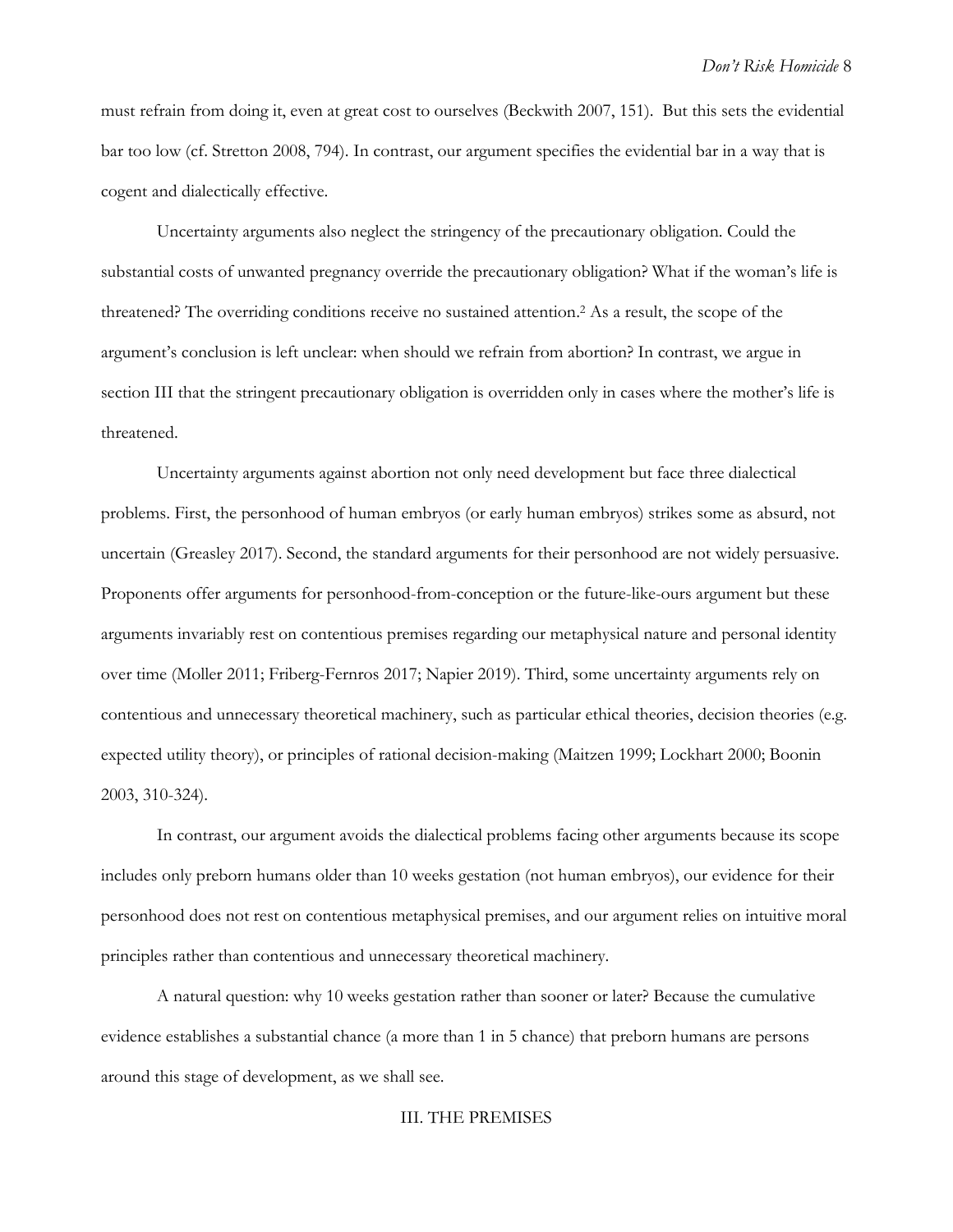must refrain from doing it, even at great cost to ourselves (Beckwith 2007, 151). But this sets the evidential bar too low (cf. Stretton 2008, 794). In contrast, our argument specifies the evidential bar in a way that is cogent and dialectically effective.

Uncertainty arguments also neglect the stringency of the precautionary obligation. Could the substantial costs of unwanted pregnancy override the precautionary obligation? What if the woman's life is threatened? The overriding conditions receive no sustained attention.[2] As a result, the scope of the argument's conclusion is left unclear: when should we refrain from abortion? In contrast, we argue in section III that the stringent precautionary obligation is overridden only in cases where the mother's life is threatened.

Uncertainty arguments against abortion not only need development but face three dialectical problems. First, the personhood of human embryos (or early human embryos) strikes some as absurd, not uncertain (Greasley 2017). Second, the standard arguments for their personhood are not widely persuasive. Proponents offer arguments for personhood-from-conception or the future-like-ours argument but these arguments invariably rest on contentious premises regarding our metaphysical nature and personal identity over time (Moller 2011; Friberg-Fernros 2017; Napier 2019). Third, some uncertainty arguments rely on contentious and unnecessary theoretical machinery, such as particular ethical theories, decision theories (e.g. expected utility theory), or principles of rational decision-making (Maitzen 1999; Lockhart 2000; Boonin 2003, 310-324).

In contrast, our argument avoids the dialectical problems facing other arguments because its scope includes only preborn humans older than 10 weeks gestation (not human embryos), our evidence for their personhood does not rest on contentious metaphysical premises, and our argument relies on intuitive moral principles rather than contentious and unnecessary theoretical machinery.

A natural question: why 10 weeks gestation rather than sooner or later? Because the cumulative evidence establishes a substantial chance (a more than 1 in 5 chance) that preborn humans are persons around this stage of development, as we shall see.

## III. THE PREMISES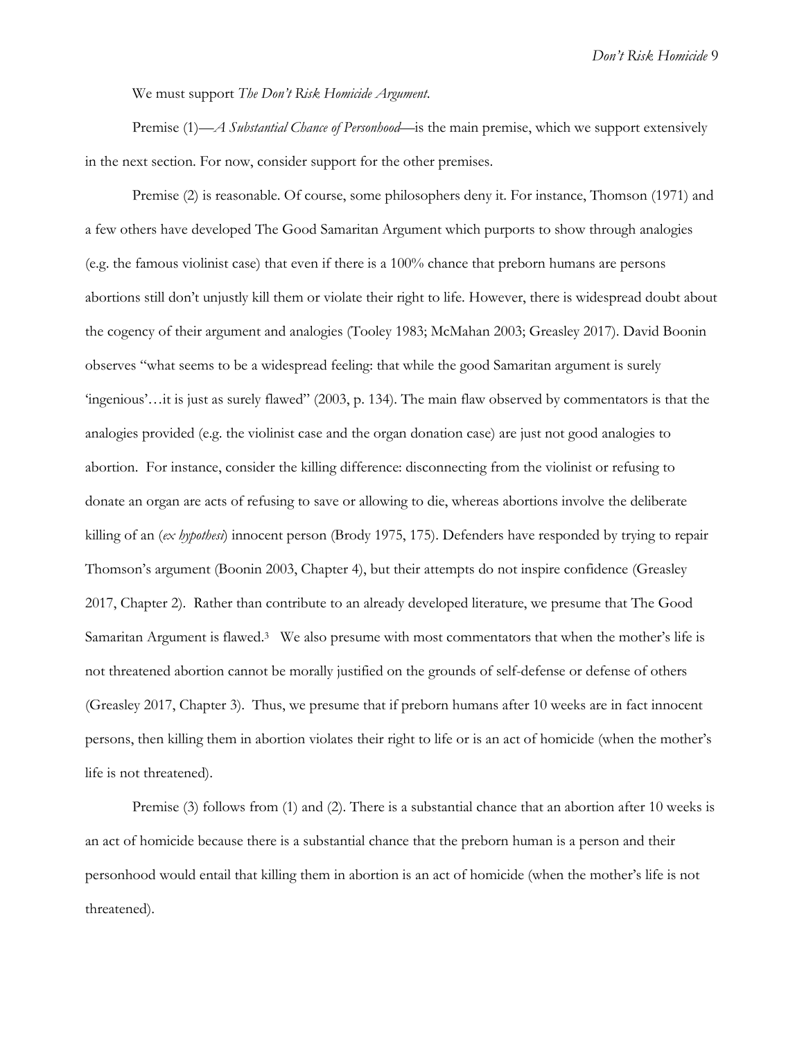We must support *The Don't Risk Homicide Argument*.

Premise (1)—*A Substantial Chance of Personhood*—is the main premise, which we support extensively in the next section. For now, consider support for the other premises.

Premise (2) is reasonable. Of course, some philosophers deny it. For instance, Thomson (1971) and a few others have developed The Good Samaritan Argument which purports to show through analogies (e.g. the famous violinist case) that even if there is a 100% chance that preborn humans are persons abortions still don't unjustly kill them or violate their right to life. However, there is widespread doubt about the cogency of their argument and analogies (Tooley 1983; McMahan 2003; Greasley 2017). David Boonin observes "what seems to be a widespread feeling: that while the good Samaritan argument is surely 'ingenious'…it is just as surely flawed" (2003, p. 134). The main flaw observed by commentators is that the analogies provided (e.g. the violinist case and the organ donation case) are just not good analogies to abortion. For instance, consider the killing difference: disconnecting from the violinist or refusing to donate an organ are acts of refusing to save or allowing to die, whereas abortions involve the deliberate killing of an (*ex hypothesi*) innocent person (Brody 1975, 175). Defenders have responded by trying to repair Thomson's argument (Boonin 2003, Chapter 4), but their attempts do not inspire confidence (Greasley 2017, Chapter 2). Rather than contribute to an already developed literature, we presume that The Good Samaritan Argument is flawed.[3] We also presume with most commentators that when the mother's life is not threatened abortion cannot be morally justified on the grounds of self-defense or defense of others (Greasley 2017, Chapter 3). Thus, we presume that if preborn humans after 10 weeks are in fact innocent persons, then killing them in abortion violates their right to life or is an act of homicide (when the mother's life is not threatened).

Premise (3) follows from (1) and (2). There is a substantial chance that an abortion after 10 weeks is an act of homicide because there is a substantial chance that the preborn human is a person and their personhood would entail that killing them in abortion is an act of homicide (when the mother's life is not threatened).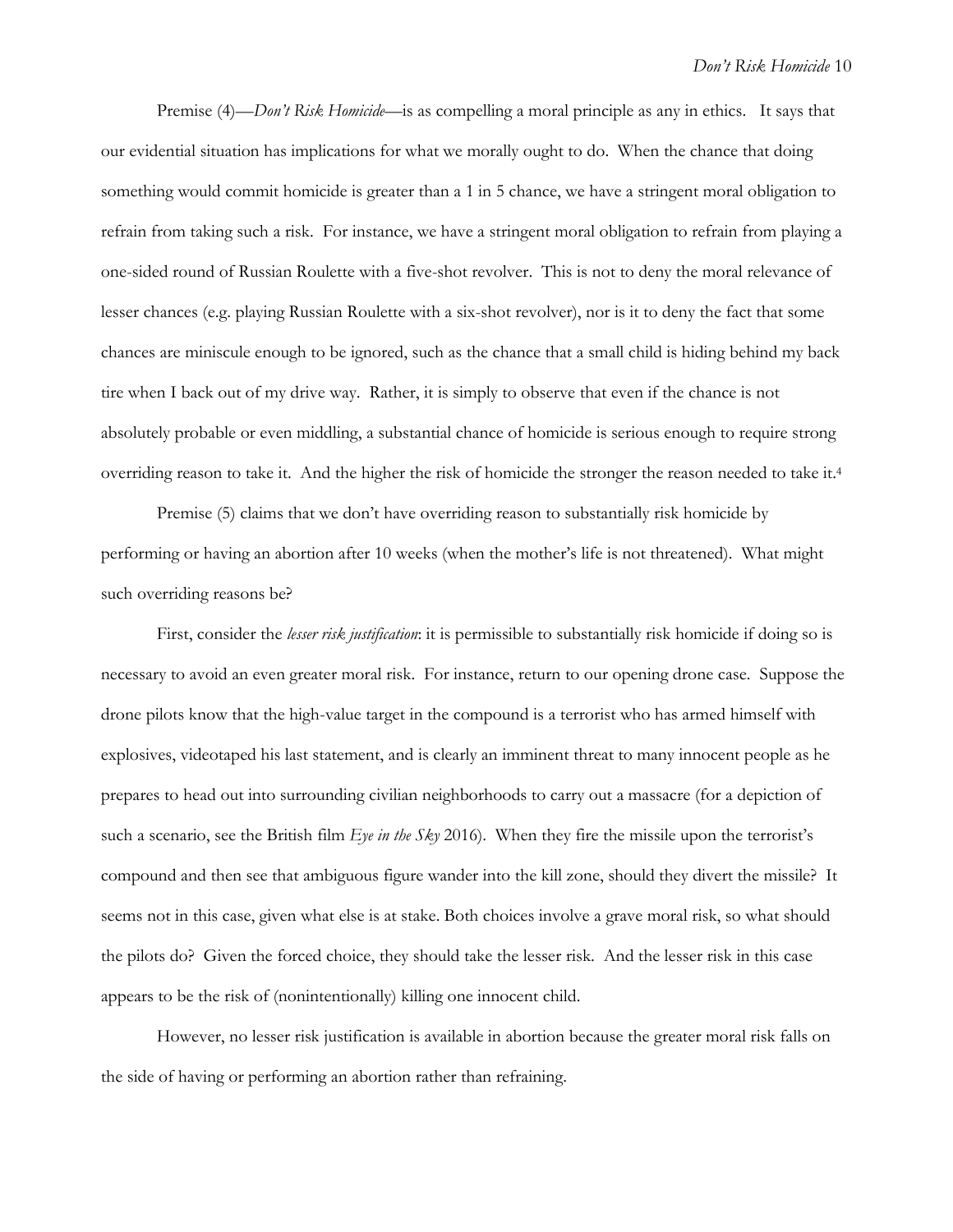Premise (4)—*Don't Risk Homicide*—is as compelling a moral principle as any in ethics. It says that our evidential situation has implications for what we morally ought to do. When the chance that doing something would commit homicide is greater than a 1 in 5 chance, we have a stringent moral obligation to refrain from taking such a risk. For instance, we have a stringent moral obligation to refrain from playing a one-sided round of Russian Roulette with a five-shot revolver. This is not to deny the moral relevance of lesser chances (e.g. playing Russian Roulette with a six-shot revolver), nor is it to deny the fact that some chances are miniscule enough to be ignored, such as the chance that a small child is hiding behind my back tire when I back out of my drive way. Rather, it is simply to observe that even if the chance is not absolutely probable or even middling, a substantial chance of homicide is serious enough to require strong overriding reason to take it. And the higher the risk of homicide the stronger the reason needed to take it.[4]

Premise (5) claims that we don't have overriding reason to substantially risk homicide by performing or having an abortion after 10 weeks (when the mother's life is not threatened). What might such overriding reasons be?

First, consider the *lesser risk justification*: it is permissible to substantially risk homicide if doing so is necessary to avoid an even greater moral risk. For instance, return to our opening drone case. Suppose the drone pilots know that the high-value target in the compound is a terrorist who has armed himself with explosives, videotaped his last statement, and is clearly an imminent threat to many innocent people as he prepares to head out into surrounding civilian neighborhoods to carry out a massacre (for a depiction of such a scenario, see the British film *Eye in the Sky* 2016). When they fire the missile upon the terrorist's compound and then see that ambiguous figure wander into the kill zone, should they divert the missile? It seems not in this case, given what else is at stake. Both choices involve a grave moral risk, so what should the pilots do? Given the forced choice, they should take the lesser risk. And the lesser risk in this case appears to be the risk of (nonintentionally) killing one innocent child.

However, no lesser risk justification is available in abortion because the greater moral risk falls on the side of having or performing an abortion rather than refraining.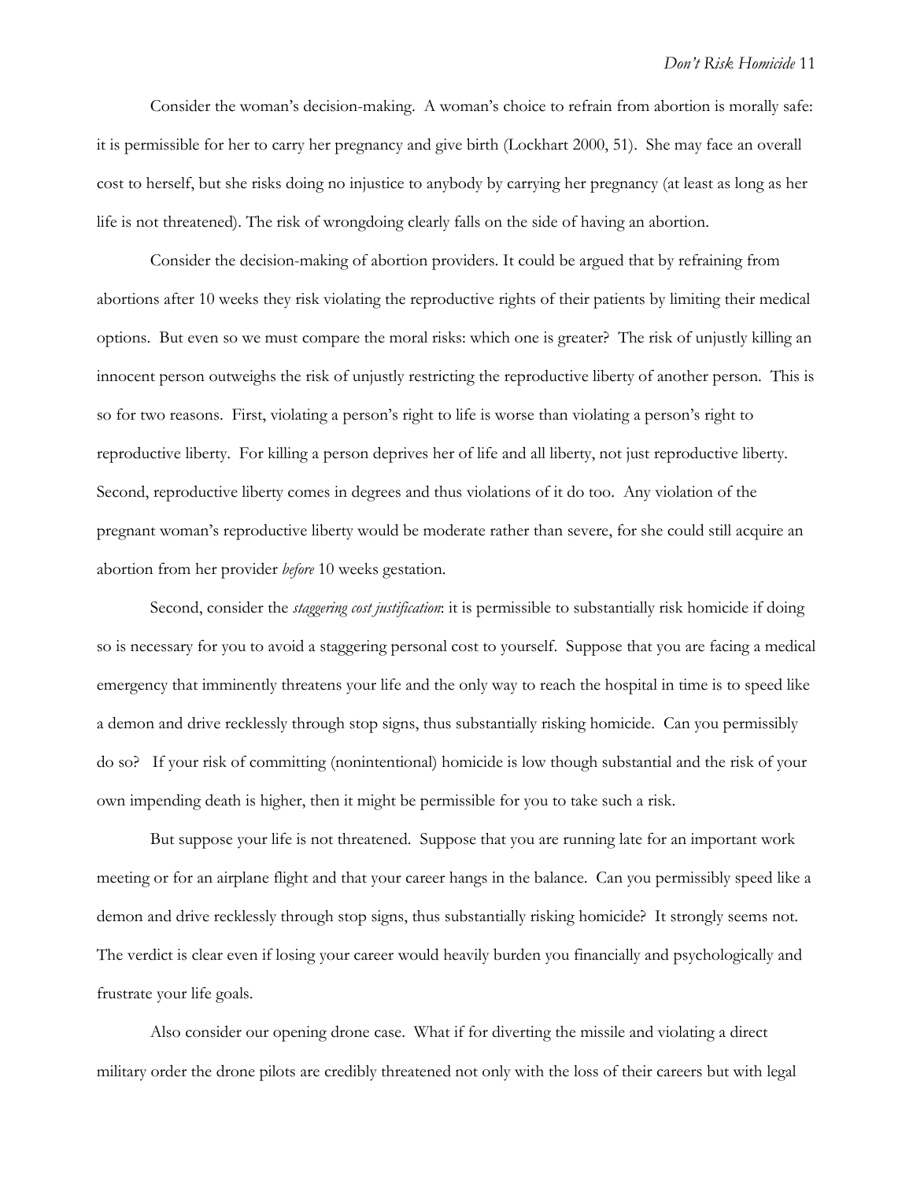Consider the woman's decision-making. A woman's choice to refrain from abortion is morally safe: it is permissible for her to carry her pregnancy and give birth (Lockhart 2000, 51). She may face an overall cost to herself, but she risks doing no injustice to anybody by carrying her pregnancy (at least as long as her life is not threatened). The risk of wrongdoing clearly falls on the side of having an abortion.

Consider the decision-making of abortion providers. It could be argued that by refraining from abortions after 10 weeks they risk violating the reproductive rights of their patients by limiting their medical options. But even so we must compare the moral risks: which one is greater? The risk of unjustly killing an innocent person outweighs the risk of unjustly restricting the reproductive liberty of another person. This is so for two reasons. First, violating a person's right to life is worse than violating a person's right to reproductive liberty. For killing a person deprives her of life and all liberty, not just reproductive liberty. Second, reproductive liberty comes in degrees and thus violations of it do too. Any violation of the pregnant woman's reproductive liberty would be moderate rather than severe, for she could still acquire an abortion from her provider *before* 10 weeks gestation.

Second, consider the *staggering cost justification*: it is permissible to substantially risk homicide if doing so is necessary for you to avoid a staggering personal cost to yourself. Suppose that you are facing a medical emergency that imminently threatens your life and the only way to reach the hospital in time is to speed like a demon and drive recklessly through stop signs, thus substantially risking homicide. Can you permissibly do so? If your risk of committing (nonintentional) homicide is low though substantial and the risk of your own impending death is higher, then it might be permissible for you to take such a risk.

But suppose your life is not threatened. Suppose that you are running late for an important work meeting or for an airplane flight and that your career hangs in the balance. Can you permissibly speed like a demon and drive recklessly through stop signs, thus substantially risking homicide? It strongly seems not. The verdict is clear even if losing your career would heavily burden you financially and psychologically and frustrate your life goals.

Also consider our opening drone case. What if for diverting the missile and violating a direct military order the drone pilots are credibly threatened not only with the loss of their careers but with legal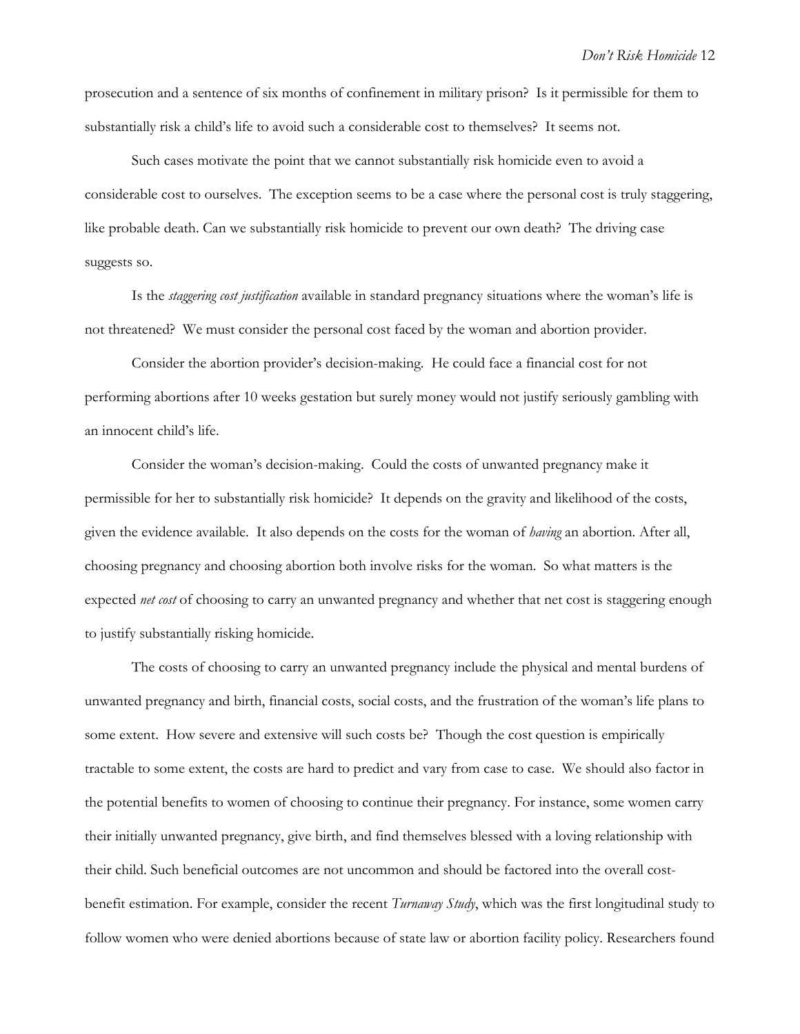prosecution and a sentence of six months of confinement in military prison? Is it permissible for them to substantially risk a child's life to avoid such a considerable cost to themselves? It seems not.

Such cases motivate the point that we cannot substantially risk homicide even to avoid a considerable cost to ourselves. The exception seems to be a case where the personal cost is truly staggering, like probable death. Can we substantially risk homicide to prevent our own death? The driving case suggests so.

Is the *staggering cost justification* available in standard pregnancy situations where the woman's life is not threatened? We must consider the personal cost faced by the woman and abortion provider.

Consider the abortion provider's decision-making. He could face a financial cost for not performing abortions after 10 weeks gestation but surely money would not justify seriously gambling with an innocent child's life.

Consider the woman's decision-making. Could the costs of unwanted pregnancy make it permissible for her to substantially risk homicide? It depends on the gravity and likelihood of the costs, given the evidence available. It also depends on the costs for the woman of *having* an abortion. After all, choosing pregnancy and choosing abortion both involve risks for the woman. So what matters is the expected *net cost* of choosing to carry an unwanted pregnancy and whether that net cost is staggering enough to justify substantially risking homicide.

The costs of choosing to carry an unwanted pregnancy include the physical and mental burdens of unwanted pregnancy and birth, financial costs, social costs, and the frustration of the woman's life plans to some extent. How severe and extensive will such costs be? Though the cost question is empirically tractable to some extent, the costs are hard to predict and vary from case to case. We should also factor in the potential benefits to women of choosing to continue their pregnancy. For instance, some women carry their initially unwanted pregnancy, give birth, and find themselves blessed with a loving relationship with their child. Such beneficial outcomes are not uncommon and should be factored into the overall cost-benefit estimation. For example, consider the recent *Turnaway Study*, which was the first longitudinal study to follow women who were denied abortions because of state law or abortion facility policy. Researchers found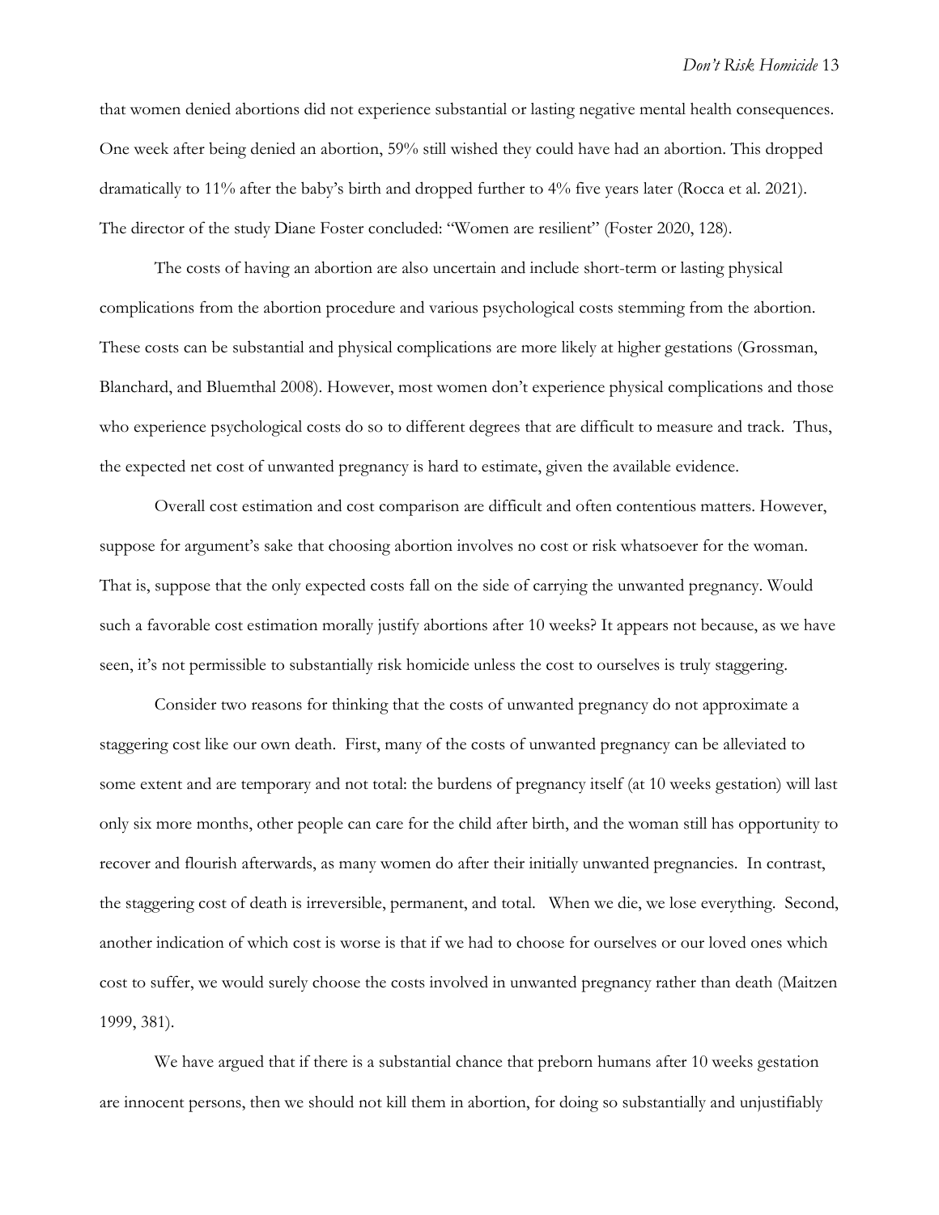that women denied abortions did not experience substantial or lasting negative mental health consequences. One week after being denied an abortion, 59% still wished they could have had an abortion. This dropped dramatically to 11% after the baby's birth and dropped further to 4% five years later (Rocca et al. 2021). The director of the study Diane Foster concluded: "Women are resilient" (Foster 2020, 128).

The costs of having an abortion are also uncertain and include short-term or lasting physical complications from the abortion procedure and various psychological costs stemming from the abortion. These costs can be substantial and physical complications are more likely at higher gestations (Grossman, Blanchard, and Bluemthal 2008). However, most women don't experience physical complications and those who experience psychological costs do so to different degrees that are difficult to measure and track. Thus, the expected net cost of unwanted pregnancy is hard to estimate, given the available evidence.

Overall cost estimation and cost comparison are difficult and often contentious matters. However, suppose for argument's sake that choosing abortion involves no cost or risk whatsoever for the woman. That is, suppose that the only expected costs fall on the side of carrying the unwanted pregnancy. Would such a favorable cost estimation morally justify abortions after 10 weeks? It appears not because, as we have seen, it's not permissible to substantially risk homicide unless the cost to ourselves is truly staggering.

Consider two reasons for thinking that the costs of unwanted pregnancy do not approximate a staggering cost like our own death. First, many of the costs of unwanted pregnancy can be alleviated to some extent and are temporary and not total: the burdens of pregnancy itself (at 10 weeks gestation) will last only six more months, other people can care for the child after birth, and the woman still has opportunity to recover and flourish afterwards, as many women do after their initially unwanted pregnancies. In contrast, the staggering cost of death is irreversible, permanent, and total. When we die, we lose everything. Second, another indication of which cost is worse is that if we had to choose for ourselves or our loved ones which cost to suffer, we would surely choose the costs involved in unwanted pregnancy rather than death (Maitzen 1999, 381).

We have argued that if there is a substantial chance that preborn humans after 10 weeks gestation are innocent persons, then we should not kill them in abortion, for doing so substantially and unjustifiably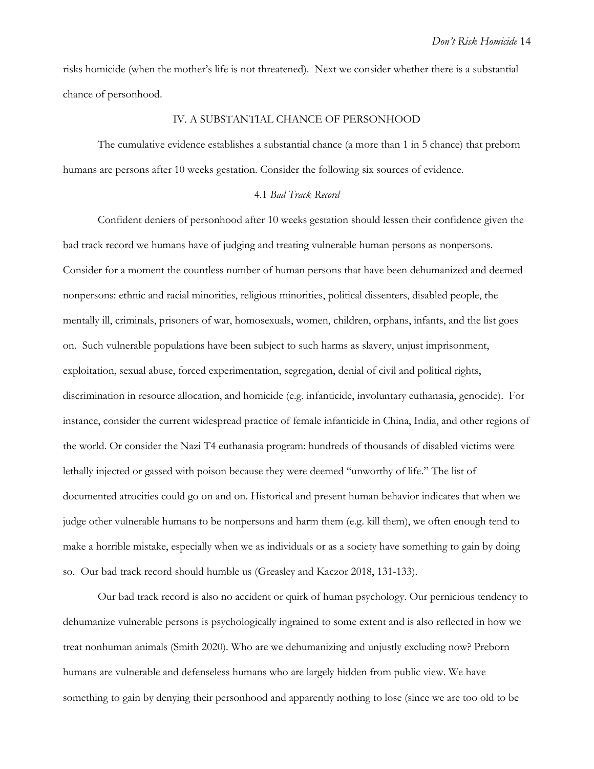risks homicide (when the mother's life is not threatened). Next we consider whether there is a substantial chance of personhood.

## IV. A SUBSTANTIAL CHANCE OF PERSONHOOD

The cumulative evidence establishes a substantial chance (a more than 1 in 5 chance) that preborn humans are persons after 10 weeks gestation. Consider the following six sources of evidence.

### 4.1 *Bad Track Record*

Confident deniers of personhood after 10 weeks gestation should lessen their confidence given the bad track record we humans have of judging and treating vulnerable human persons as nonpersons. Consider for a moment the countless number of human persons that have been dehumanized and deemed nonpersons: ethnic and racial minorities, religious minorities, political dissenters, disabled people, the mentally ill, criminals, prisoners of war, homosexuals, women, children, orphans, infants, and the list goes on. Such vulnerable populations have been subject to such harms as slavery, unjust imprisonment, exploitation, sexual abuse, forced experimentation, segregation, denial of civil and political rights, discrimination in resource allocation, and homicide (e.g. infanticide, involuntary euthanasia, genocide). For instance, consider the current widespread practice of female infanticide in China, India, and other regions of the world. Or consider the Nazi T4 euthanasia program: hundreds of thousands of disabled victims were lethally injected or gassed with poison because they were deemed "unworthy of life." The list of documented atrocities could go on and on. Historical and present human behavior indicates that when we judge other vulnerable humans to be nonpersons and harm them (e.g. kill them), we often enough tend to make a horrible mistake, especially when we as individuals or as a society have something to gain by doing so. Our bad track record should humble us (Greasley and Kaczor 2018, 131-133).

Our bad track record is also no accident or quirk of human psychology. Our pernicious tendency to dehumanize vulnerable persons is psychologically ingrained to some extent and is also reflected in how we treat nonhuman animals (Smith 2020). Who are we dehumanizing and unjustly excluding now? Preborn humans are vulnerable and defenseless humans who are largely hidden from public view. We have something to gain by denying their personhood and apparently nothing to lose (since we are too old to be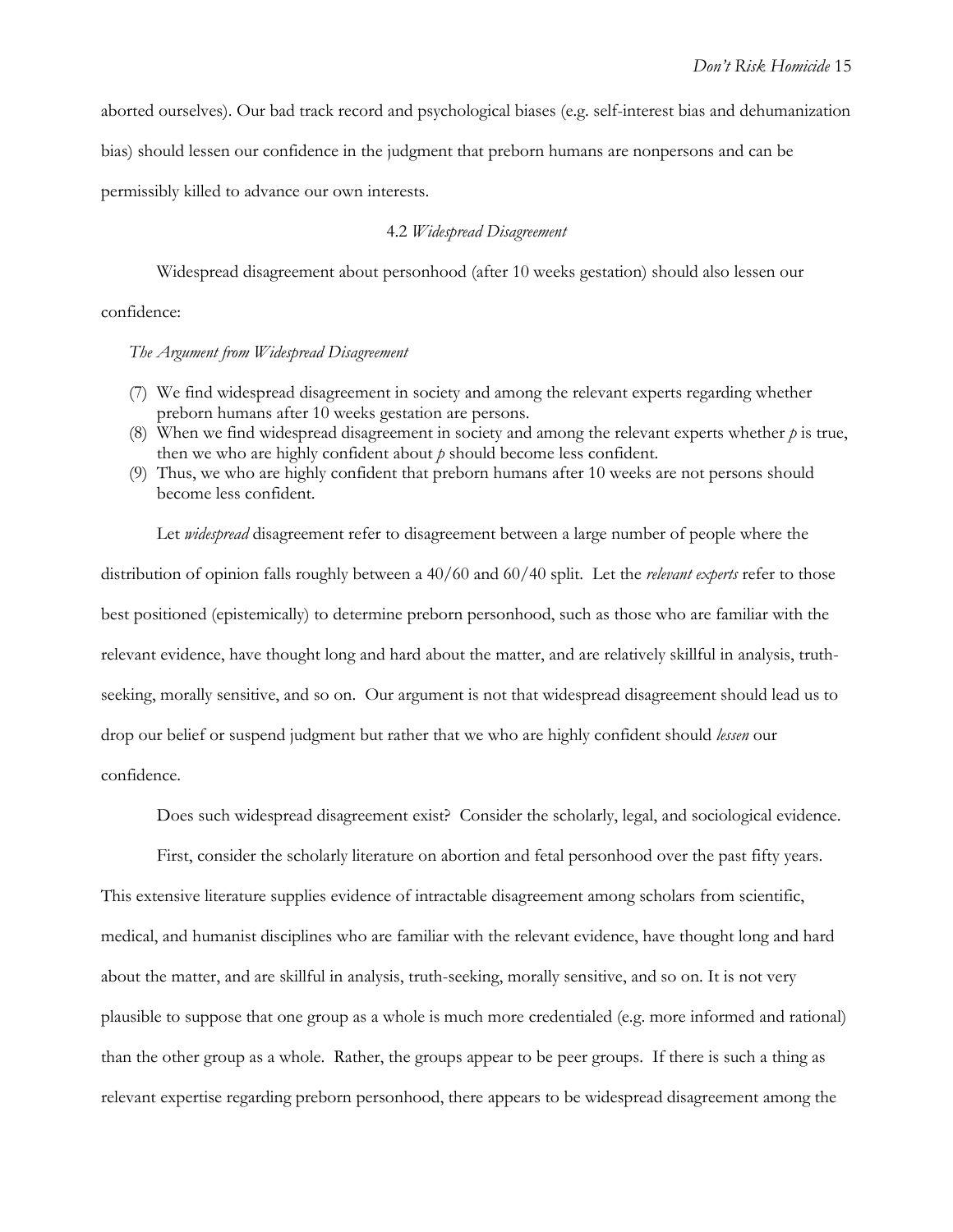aborted ourselves). Our bad track record and psychological biases (e.g. self-interest bias and dehumanization bias) should lessen our confidence in the judgment that preborn humans are nonpersons and can be permissibly killed to advance our own interests.

### 4.2 *Widespread Disagreement*

Widespread disagreement about personhood (after 10 weeks gestation) should also lessen our confidence:

*The Argument from Widespread Disagreement*

(7) We find widespread disagreement in society and among the relevant experts regarding whether preborn humans after 10 weeks gestation are persons.
(8) When we find widespread disagreement in society and among the relevant experts whether *p* is true, then we who are highly confident about *p* should become less confident.
(9) Thus, we who are highly confident that preborn humans after 10 weeks are not persons should become less confident.

Let *widespread* disagreement refer to disagreement between a large number of people where the distribution of opinion falls roughly between a 40/60 and 60/40 split. Let the *relevant experts* refer to those best positioned (epistemically) to determine preborn personhood, such as those who are familiar with the relevant evidence, have thought long and hard about the matter, and are relatively skillful in analysis, truth-seeking, morally sensitive, and so on. Our argument is not that widespread disagreement should lead us to drop our belief or suspend judgment but rather that we who are highly confident should *lessen* our confidence.

Does such widespread disagreement exist? Consider the scholarly, legal, and sociological evidence.

First, consider the scholarly literature on abortion and fetal personhood over the past fifty years. This extensive literature supplies evidence of intractable disagreement among scholars from scientific, medical, and humanist disciplines who are familiar with the relevant evidence, have thought long and hard about the matter, and are skillful in analysis, truth-seeking, morally sensitive, and so on. It is not very plausible to suppose that one group as a whole is much more credentialed (e.g. more informed and rational) than the other group as a whole. Rather, the groups appear to be peer groups. If there is such a thing as relevant expertise regarding preborn personhood, there appears to be widespread disagreement among the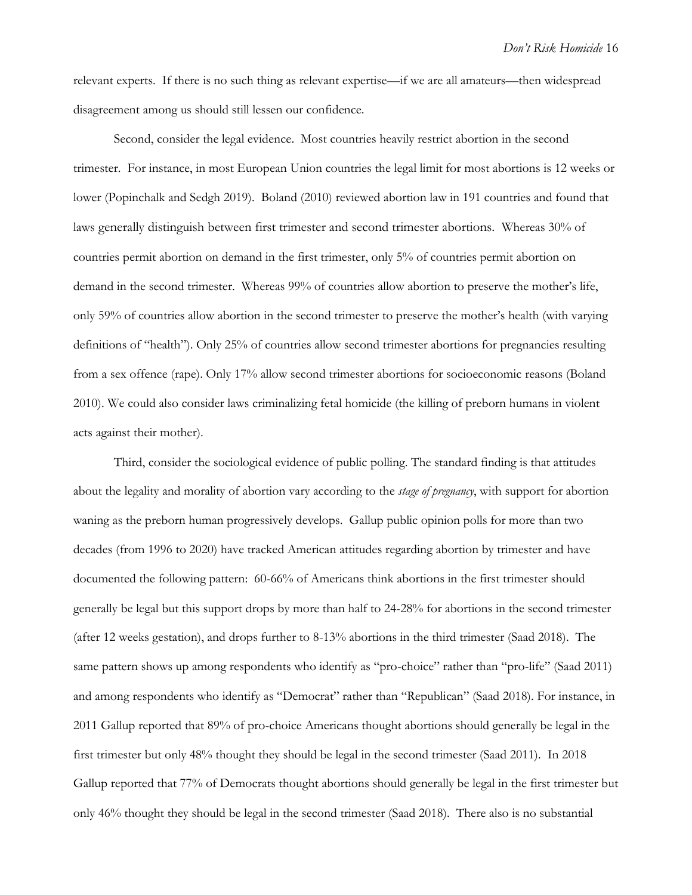relevant experts. If there is no such thing as relevant expertise—if we are all amateurs—then widespread disagreement among us should still lessen our confidence.

Second, consider the legal evidence. Most countries heavily restrict abortion in the second trimester. For instance, in most European Union countries the legal limit for most abortions is 12 weeks or lower (Popinchalk and Sedgh 2019). Boland (2010) reviewed abortion law in 191 countries and found that laws generally distinguish between first trimester and second trimester abortions. Whereas 30% of countries permit abortion on demand in the first trimester, only 5% of countries permit abortion on demand in the second trimester. Whereas 99% of countries allow abortion to preserve the mother's life, only 59% of countries allow abortion in the second trimester to preserve the mother's health (with varying definitions of "health"). Only 25% of countries allow second trimester abortions for pregnancies resulting from a sex offence (rape). Only 17% allow second trimester abortions for socioeconomic reasons (Boland 2010). We could also consider laws criminalizing fetal homicide (the killing of preborn humans in violent acts against their mother).

Third, consider the sociological evidence of public polling. The standard finding is that attitudes about the legality and morality of abortion vary according to the *stage of pregnancy*, with support for abortion waning as the preborn human progressively develops. Gallup public opinion polls for more than two decades (from 1996 to 2020) have tracked American attitudes regarding abortion by trimester and have documented the following pattern: 60-66% of Americans think abortions in the first trimester should generally be legal but this support drops by more than half to 24-28% for abortions in the second trimester (after 12 weeks gestation), and drops further to 8-13% abortions in the third trimester (Saad 2018). The same pattern shows up among respondents who identify as "pro-choice" rather than "pro-life" (Saad 2011) and among respondents who identify as "Democrat" rather than "Republican" (Saad 2018). For instance, in 2011 Gallup reported that 89% of pro-choice Americans thought abortions should generally be legal in the first trimester but only 48% thought they should be legal in the second trimester (Saad 2011). In 2018 Gallup reported that 77% of Democrats thought abortions should generally be legal in the first trimester but only 46% thought they should be legal in the second trimester (Saad 2018). There also is no substantial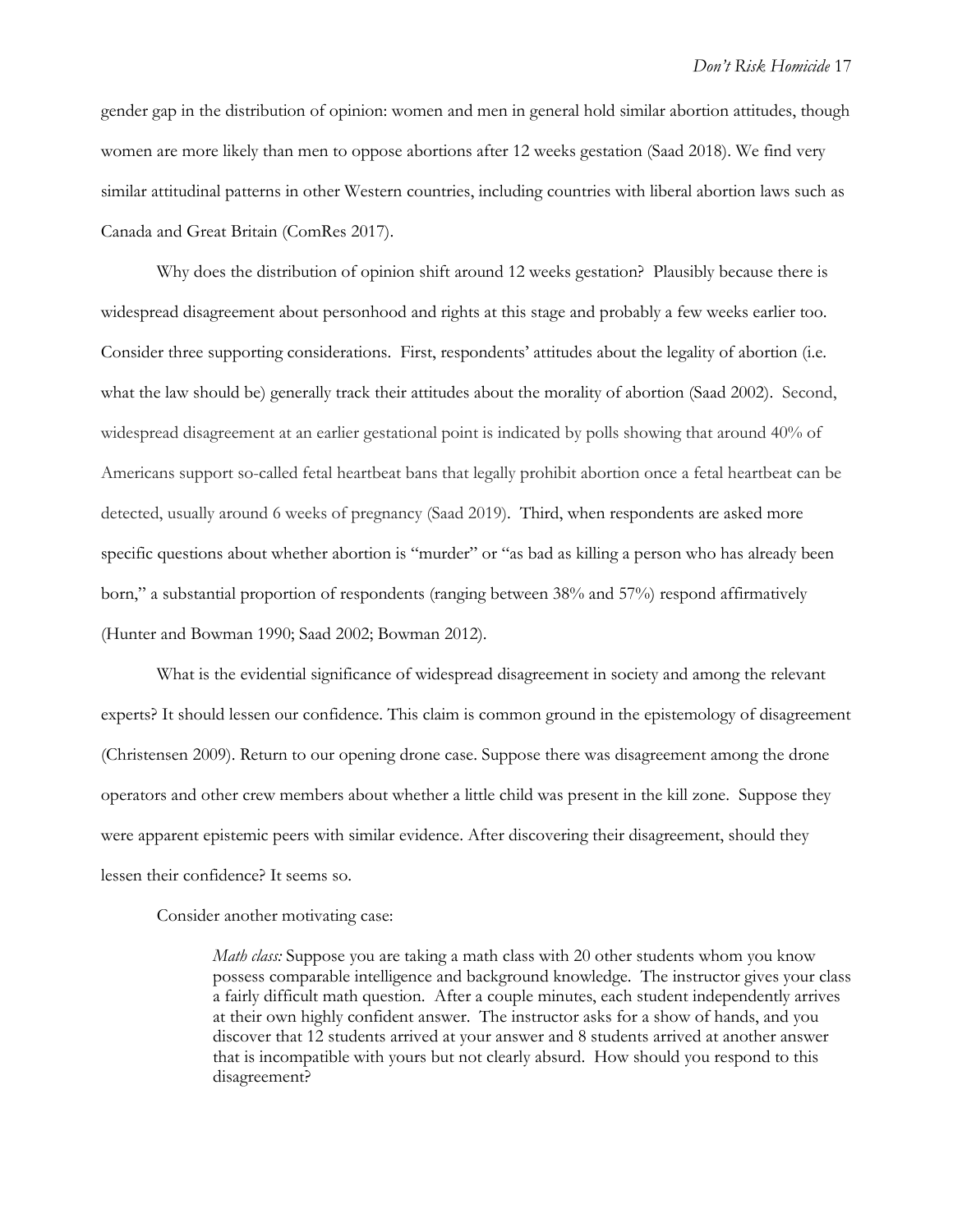gender gap in the distribution of opinion: women and men in general hold similar abortion attitudes, though women are more likely than men to oppose abortions after 12 weeks gestation (Saad 2018). We find very similar attitudinal patterns in other Western countries, including countries with liberal abortion laws such as Canada and Great Britain (ComRes 2017).

Why does the distribution of opinion shift around 12 weeks gestation? Plausibly because there is widespread disagreement about personhood and rights at this stage and probably a few weeks earlier too. Consider three supporting considerations. First, respondents' attitudes about the legality of abortion (i.e. what the law should be) generally track their attitudes about the morality of abortion (Saad 2002). Second, widespread disagreement at an earlier gestational point is indicated by polls showing that around 40% of Americans support so-called fetal heartbeat bans that legally prohibit abortion once a fetal heartbeat can be detected, usually around 6 weeks of pregnancy (Saad 2019). Third, when respondents are asked more specific questions about whether abortion is "murder" or "as bad as killing a person who has already been born," a substantial proportion of respondents (ranging between 38% and 57%) respond affirmatively (Hunter and Bowman 1990; Saad 2002; Bowman 2012).

What is the evidential significance of widespread disagreement in society and among the relevant experts? It should lessen our confidence. This claim is common ground in the epistemology of disagreement (Christensen 2009). Return to our opening drone case. Suppose there was disagreement among the drone operators and other crew members about whether a little child was present in the kill zone. Suppose they were apparent epistemic peers with similar evidence. After discovering their disagreement, should they lessen their confidence? It seems so.

Consider another motivating case:

> *Math class:* Suppose you are taking a math class with 20 other students whom you know possess comparable intelligence and background knowledge. The instructor gives your class a fairly difficult math question. After a couple minutes, each student independently arrives at their own highly confident answer. The instructor asks for a show of hands, and you discover that 12 students arrived at your answer and 8 students arrived at another answer that is incompatible with yours but not clearly absurd. How should you respond to this disagreement?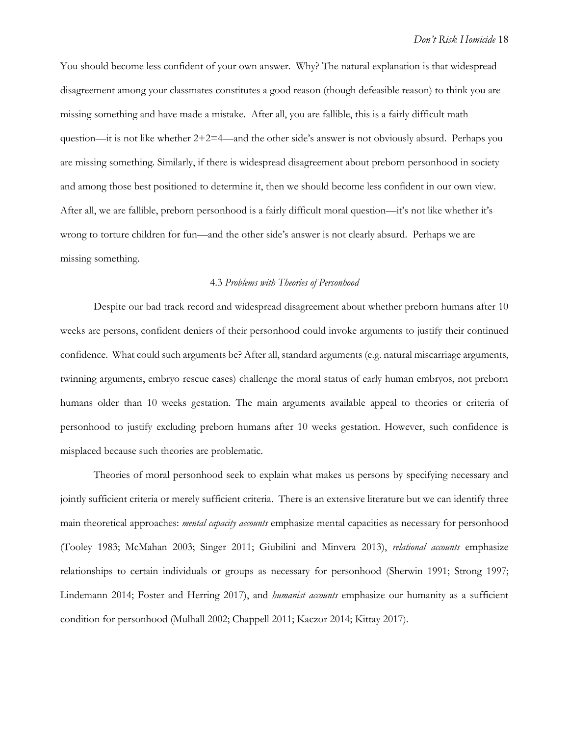You should become less confident of your own answer. Why? The natural explanation is that widespread disagreement among your classmates constitutes a good reason (though defeasible reason) to think you are missing something and have made a mistake. After all, you are fallible, this is a fairly difficult math question—it is not like whether 2+2=4—and the other side's answer is not obviously absurd. Perhaps you are missing something. Similarly, if there is widespread disagreement about preborn personhood in society and among those best positioned to determine it, then we should become less confident in our own view. After all, we are fallible, preborn personhood is a fairly difficult moral question—it's not like whether it's wrong to torture children for fun—and the other side's answer is not clearly absurd. Perhaps we are missing something.

### 4.3 *Problems with Theories of Personhood*

Despite our bad track record and widespread disagreement about whether preborn humans after 10 weeks are persons, confident deniers of their personhood could invoke arguments to justify their continued confidence. What could such arguments be? After all, standard arguments (e.g. natural miscarriage arguments, twinning arguments, embryo rescue cases) challenge the moral status of early human embryos, not preborn humans older than 10 weeks gestation. The main arguments available appeal to theories or criteria of personhood to justify excluding preborn humans after 10 weeks gestation. However, such confidence is misplaced because such theories are problematic.

Theories of moral personhood seek to explain what makes us persons by specifying necessary and jointly sufficient criteria or merely sufficient criteria. There is an extensive literature but we can identify three main theoretical approaches: *mental capacity accounts* emphasize mental capacities as necessary for personhood (Tooley 1983; McMahan 2003; Singer 2011; Giubilini and Minvera 2013), *relational accounts* emphasize relationships to certain individuals or groups as necessary for personhood (Sherwin 1991; Strong 1997; Lindemann 2014; Foster and Herring 2017), and *humanist accounts* emphasize our humanity as a sufficient condition for personhood (Mulhall 2002; Chappell 2011; Kaczor 2014; Kittay 2017).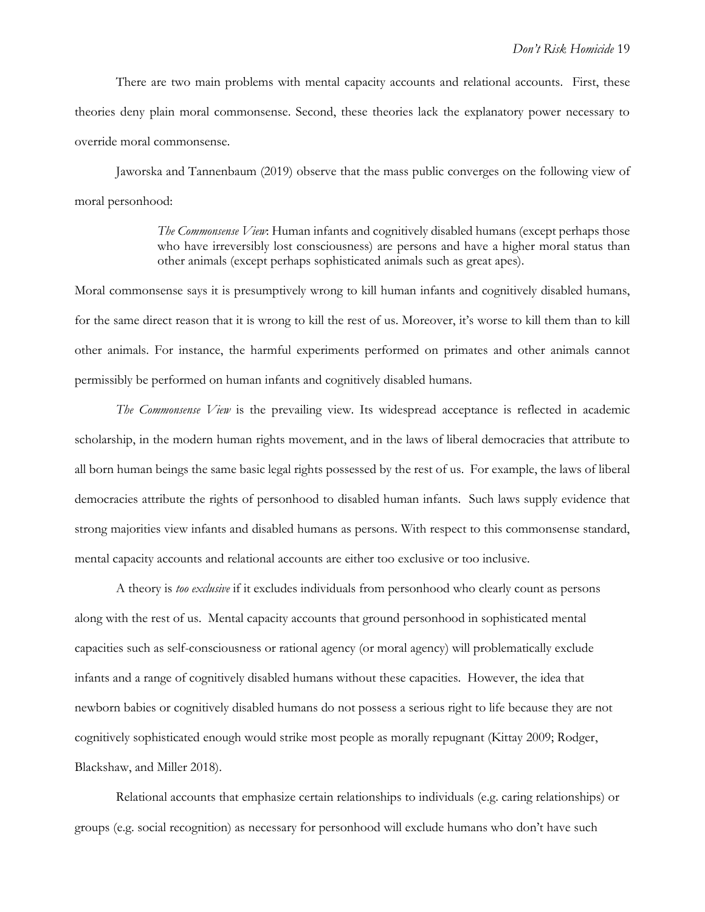There are two main problems with mental capacity accounts and relational accounts. First, these theories deny plain moral commonsense. Second, these theories lack the explanatory power necessary to override moral commonsense.

Jaworska and Tannenbaum (2019) observe that the mass public converges on the following view of moral personhood:

> *The Commonsense View*: Human infants and cognitively disabled humans (except perhaps those who have irreversibly lost consciousness) are persons and have a higher moral status than other animals (except perhaps sophisticated animals such as great apes).

Moral commonsense says it is presumptively wrong to kill human infants and cognitively disabled humans, for the same direct reason that it is wrong to kill the rest of us. Moreover, it's worse to kill them than to kill other animals. For instance, the harmful experiments performed on primates and other animals cannot permissibly be performed on human infants and cognitively disabled humans.

*The Commonsense View* is the prevailing view. Its widespread acceptance is reflected in academic scholarship, in the modern human rights movement, and in the laws of liberal democracies that attribute to all born human beings the same basic legal rights possessed by the rest of us. For example, the laws of liberal democracies attribute the rights of personhood to disabled human infants. Such laws supply evidence that strong majorities view infants and disabled humans as persons. With respect to this commonsense standard, mental capacity accounts and relational accounts are either too exclusive or too inclusive.

A theory is *too exclusive* if it excludes individuals from personhood who clearly count as persons along with the rest of us. Mental capacity accounts that ground personhood in sophisticated mental capacities such as self-consciousness or rational agency (or moral agency) will problematically exclude infants and a range of cognitively disabled humans without these capacities. However, the idea that newborn babies or cognitively disabled humans do not possess a serious right to life because they are not cognitively sophisticated enough would strike most people as morally repugnant (Kittay 2009; Rodger, Blackshaw, and Miller 2018).

Relational accounts that emphasize certain relationships to individuals (e.g. caring relationships) or groups (e.g. social recognition) as necessary for personhood will exclude humans who don't have such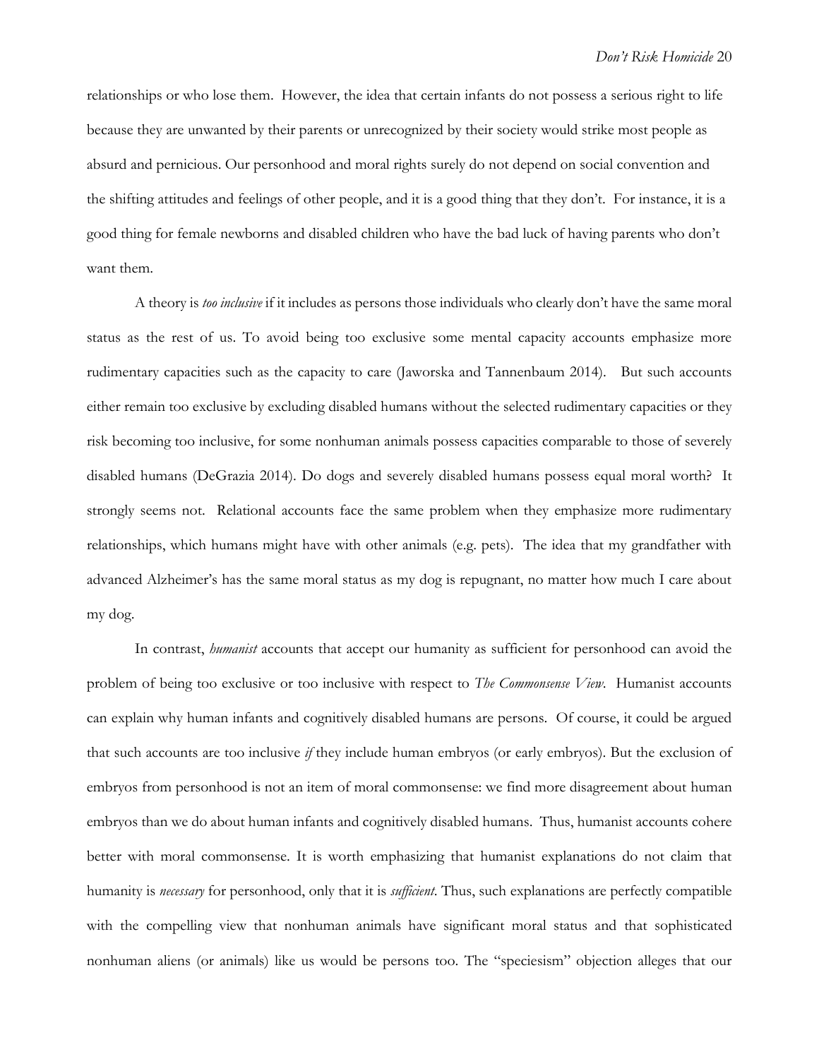relationships or who lose them. However, the idea that certain infants do not possess a serious right to life because they are unwanted by their parents or unrecognized by their society would strike most people as absurd and pernicious. Our personhood and moral rights surely do not depend on social convention and the shifting attitudes and feelings of other people, and it is a good thing that they don't. For instance, it is a good thing for female newborns and disabled children who have the bad luck of having parents who don't want them.

A theory is *too inclusive* if it includes as persons those individuals who clearly don't have the same moral status as the rest of us. To avoid being too exclusive some mental capacity accounts emphasize more rudimentary capacities such as the capacity to care (Jaworska and Tannenbaum 2014). But such accounts either remain too exclusive by excluding disabled humans without the selected rudimentary capacities or they risk becoming too inclusive, for some nonhuman animals possess capacities comparable to those of severely disabled humans (DeGrazia 2014). Do dogs and severely disabled humans possess equal moral worth? It strongly seems not. Relational accounts face the same problem when they emphasize more rudimentary relationships, which humans might have with other animals (e.g. pets). The idea that my grandfather with advanced Alzheimer's has the same moral status as my dog is repugnant, no matter how much I care about my dog.

In contrast, *humanist* accounts that accept our humanity as sufficient for personhood can avoid the problem of being too exclusive or too inclusive with respect to *The Commonsense View*. Humanist accounts can explain why human infants and cognitively disabled humans are persons. Of course, it could be argued that such accounts are too inclusive *if* they include human embryos (or early embryos). But the exclusion of embryos from personhood is not an item of moral commonsense: we find more disagreement about human embryos than we do about human infants and cognitively disabled humans. Thus, humanist accounts cohere better with moral commonsense. It is worth emphasizing that humanist explanations do not claim that humanity is *necessary* for personhood, only that it is *sufficient*. Thus, such explanations are perfectly compatible with the compelling view that nonhuman animals have significant moral status and that sophisticated nonhuman aliens (or animals) like us would be persons too. The "speciesism" objection alleges that our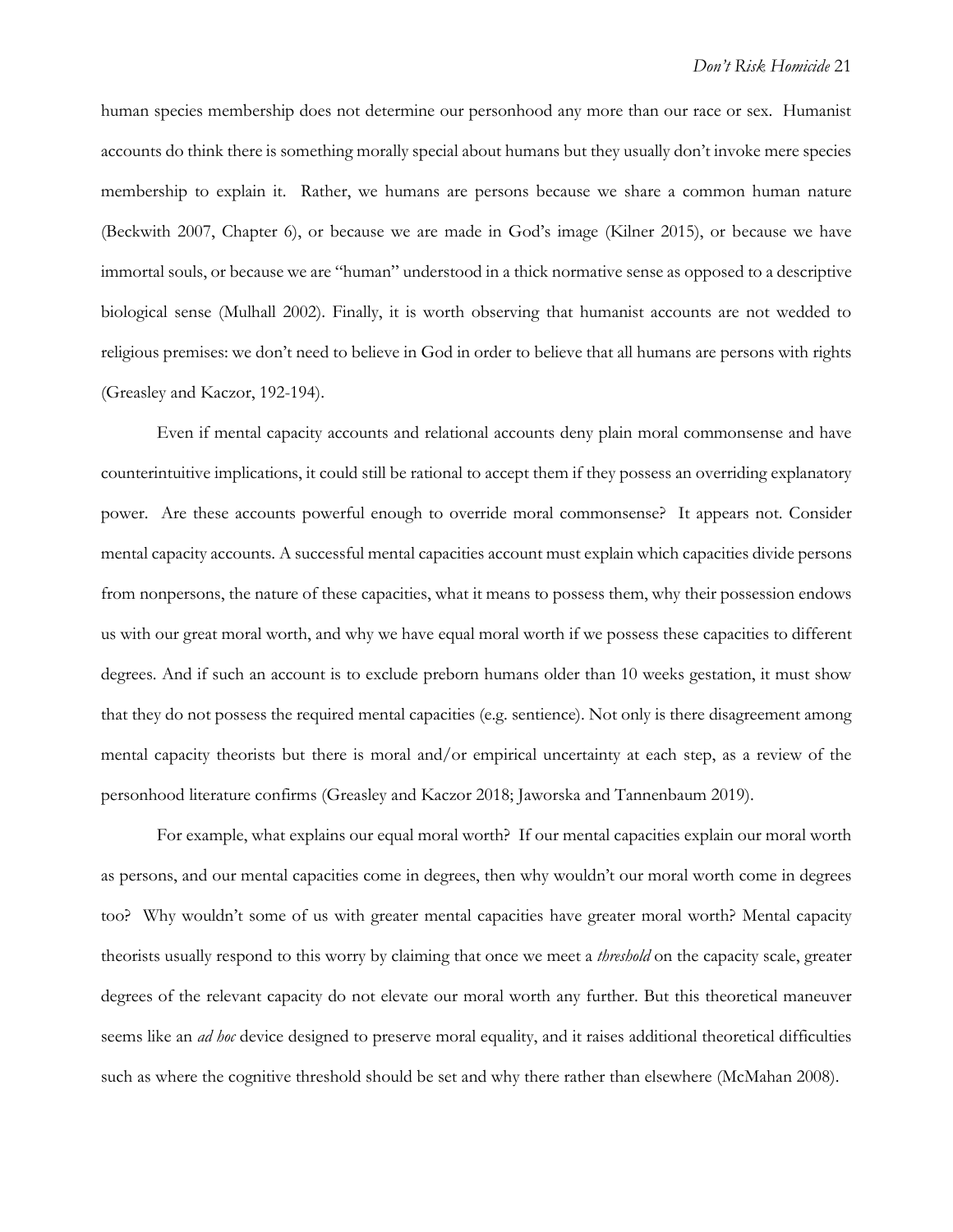human species membership does not determine our personhood any more than our race or sex. Humanist accounts do think there is something morally special about humans but they usually don't invoke mere species membership to explain it. Rather, we humans are persons because we share a common human nature (Beckwith 2007, Chapter 6), or because we are made in God's image (Kilner 2015), or because we have immortal souls, or because we are "human" understood in a thick normative sense as opposed to a descriptive biological sense (Mulhall 2002). Finally, it is worth observing that humanist accounts are not wedded to religious premises: we don't need to believe in God in order to believe that all humans are persons with rights (Greasley and Kaczor, 192-194).

Even if mental capacity accounts and relational accounts deny plain moral commonsense and have counterintuitive implications, it could still be rational to accept them if they possess an overriding explanatory power. Are these accounts powerful enough to override moral commonsense? It appears not. Consider mental capacity accounts. A successful mental capacities account must explain which capacities divide persons from nonpersons, the nature of these capacities, what it means to possess them, why their possession endows us with our great moral worth, and why we have equal moral worth if we possess these capacities to different degrees. And if such an account is to exclude preborn humans older than 10 weeks gestation, it must show that they do not possess the required mental capacities (e.g. sentience). Not only is there disagreement among mental capacity theorists but there is moral and/or empirical uncertainty at each step, as a review of the personhood literature confirms (Greasley and Kaczor 2018; Jaworska and Tannenbaum 2019).

For example, what explains our equal moral worth? If our mental capacities explain our moral worth as persons, and our mental capacities come in degrees, then why wouldn't our moral worth come in degrees too? Why wouldn't some of us with greater mental capacities have greater moral worth? Mental capacity theorists usually respond to this worry by claiming that once we meet a *threshold* on the capacity scale, greater degrees of the relevant capacity do not elevate our moral worth any further. But this theoretical maneuver seems like an *ad hoc* device designed to preserve moral equality, and it raises additional theoretical difficulties such as where the cognitive threshold should be set and why there rather than elsewhere (McMahan 2008).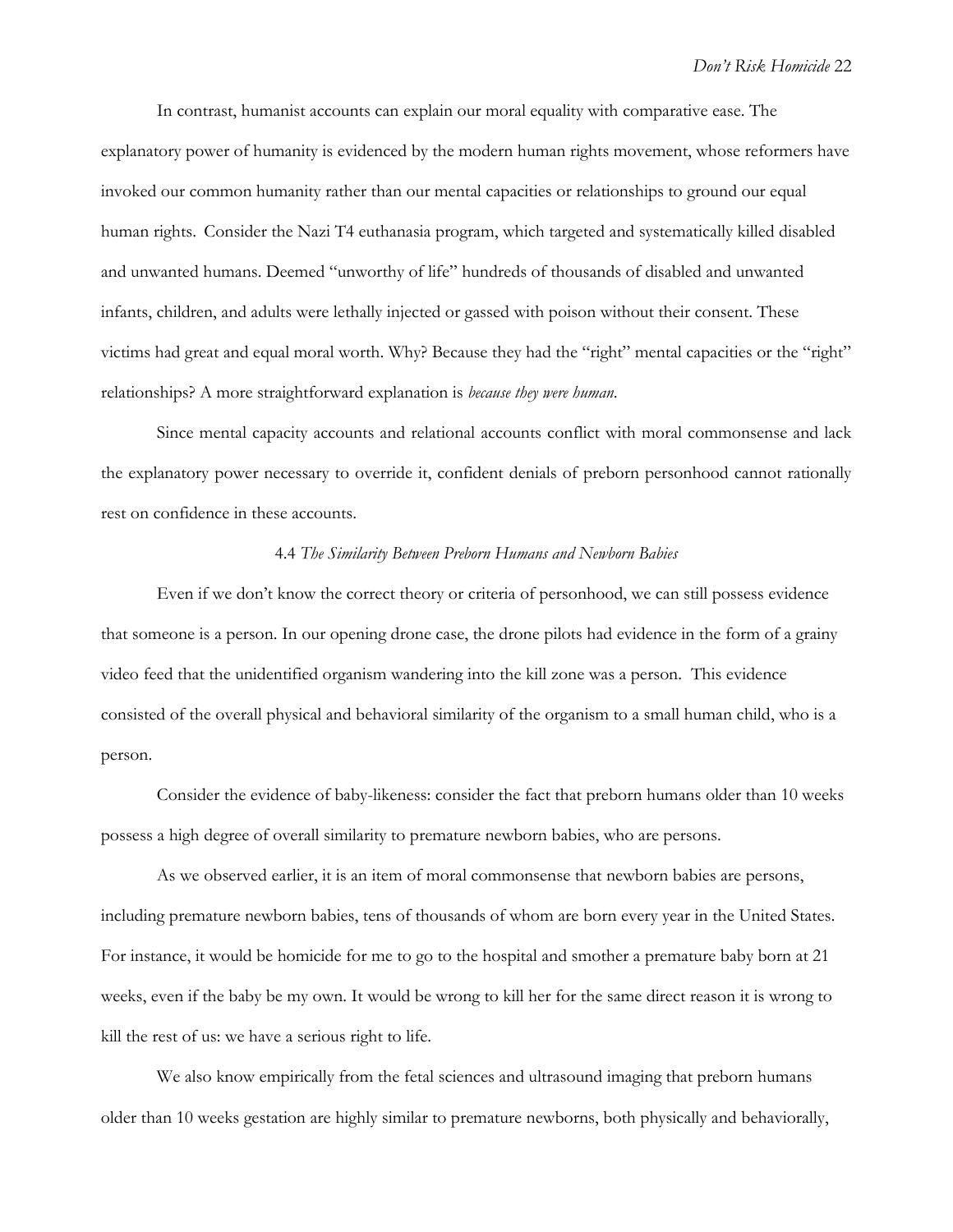In contrast, humanist accounts can explain our moral equality with comparative ease. The explanatory power of humanity is evidenced by the modern human rights movement, whose reformers have invoked our common humanity rather than our mental capacities or relationships to ground our equal human rights. Consider the Nazi T4 euthanasia program, which targeted and systematically killed disabled and unwanted humans. Deemed "unworthy of life" hundreds of thousands of disabled and unwanted infants, children, and adults were lethally injected or gassed with poison without their consent. These victims had great and equal moral worth. Why? Because they had the "right" mental capacities or the "right" relationships? A more straightforward explanation is *because they were human*.

Since mental capacity accounts and relational accounts conflict with moral commonsense and lack the explanatory power necessary to override it, confident denials of preborn personhood cannot rationally rest on confidence in these accounts.

### 4.4 *The Similarity Between Preborn Humans and Newborn Babies*

Even if we don't know the correct theory or criteria of personhood, we can still possess evidence that someone is a person. In our opening drone case, the drone pilots had evidence in the form of a grainy video feed that the unidentified organism wandering into the kill zone was a person. This evidence consisted of the overall physical and behavioral similarity of the organism to a small human child, who is a person.

Consider the evidence of baby-likeness: consider the fact that preborn humans older than 10 weeks possess a high degree of overall similarity to premature newborn babies, who are persons.

As we observed earlier, it is an item of moral commonsense that newborn babies are persons, including premature newborn babies, tens of thousands of whom are born every year in the United States. For instance, it would be homicide for me to go to the hospital and smother a premature baby born at 21 weeks, even if the baby be my own. It would be wrong to kill her for the same direct reason it is wrong to kill the rest of us: we have a serious right to life.

We also know empirically from the fetal sciences and ultrasound imaging that preborn humans older than 10 weeks gestation are highly similar to premature newborns, both physically and behaviorally,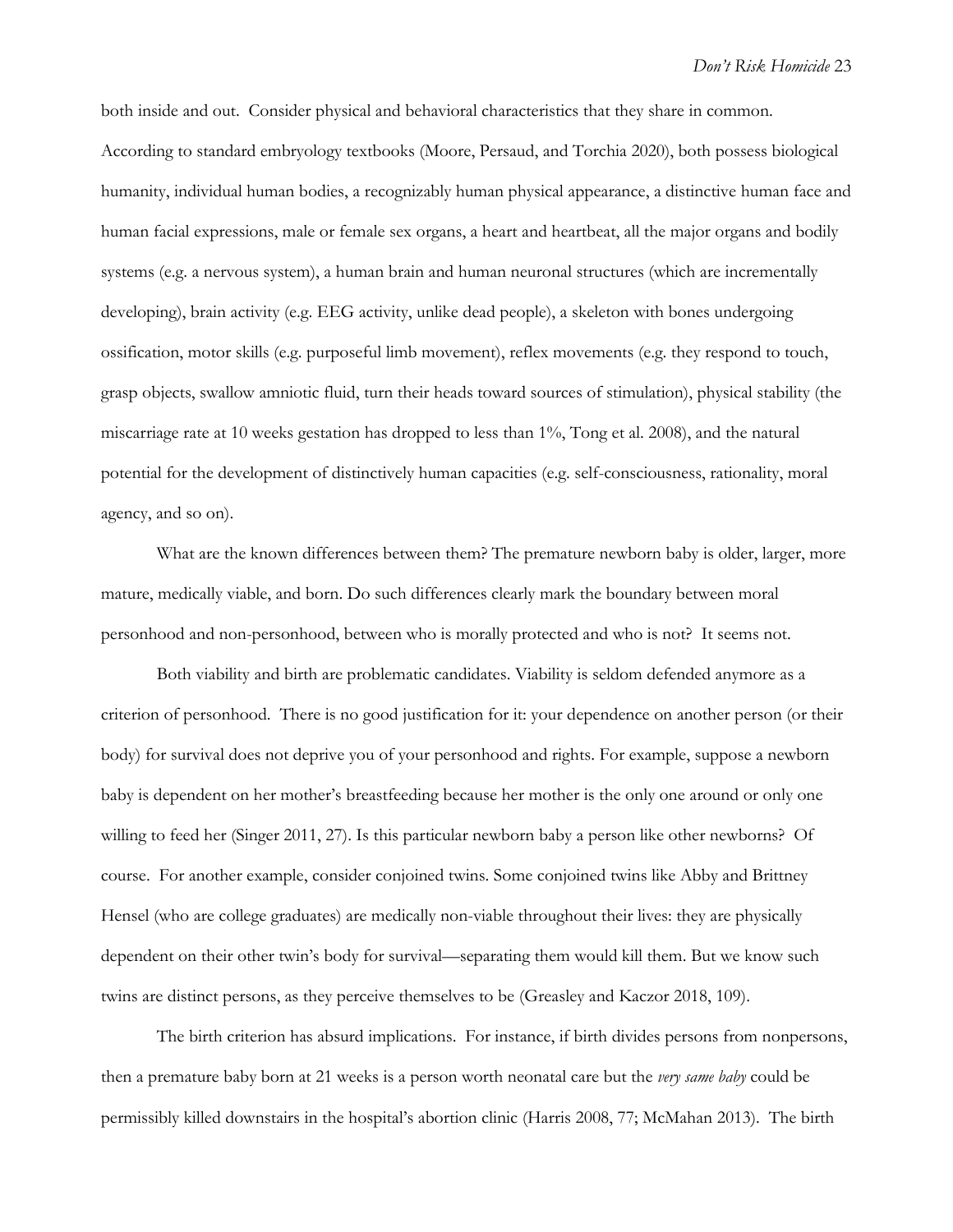both inside and out. Consider physical and behavioral characteristics that they share in common. According to standard embryology textbooks (Moore, Persaud, and Torchia 2020), both possess biological humanity, individual human bodies, a recognizably human physical appearance, a distinctive human face and human facial expressions, male or female sex organs, a heart and heartbeat, all the major organs and bodily systems (e.g. a nervous system), a human brain and human neuronal structures (which are incrementally developing), brain activity (e.g. EEG activity, unlike dead people), a skeleton with bones undergoing ossification, motor skills (e.g. purposeful limb movement), reflex movements (e.g. they respond to touch, grasp objects, swallow amniotic fluid, turn their heads toward sources of stimulation), physical stability (the miscarriage rate at 10 weeks gestation has dropped to less than 1%, Tong et al. 2008), and the natural potential for the development of distinctively human capacities (e.g. self-consciousness, rationality, moral agency, and so on).

What are the known differences between them? The premature newborn baby is older, larger, more mature, medically viable, and born. Do such differences clearly mark the boundary between moral personhood and non-personhood, between who is morally protected and who is not? It seems not.

Both viability and birth are problematic candidates. Viability is seldom defended anymore as a criterion of personhood. There is no good justification for it: your dependence on another person (or their body) for survival does not deprive you of your personhood and rights. For example, suppose a newborn baby is dependent on her mother's breastfeeding because her mother is the only one around or only one willing to feed her (Singer 2011, 27). Is this particular newborn baby a person like other newborns? Of course. For another example, consider conjoined twins. Some conjoined twins like Abby and Brittney Hensel (who are college graduates) are medically non-viable throughout their lives: they are physically dependent on their other twin's body for survival—separating them would kill them. But we know such twins are distinct persons, as they perceive themselves to be (Greasley and Kaczor 2018, 109).

The birth criterion has absurd implications. For instance, if birth divides persons from nonpersons, then a premature baby born at 21 weeks is a person worth neonatal care but the *very same baby* could be permissibly killed downstairs in the hospital's abortion clinic (Harris 2008, 77; McMahan 2013). The birth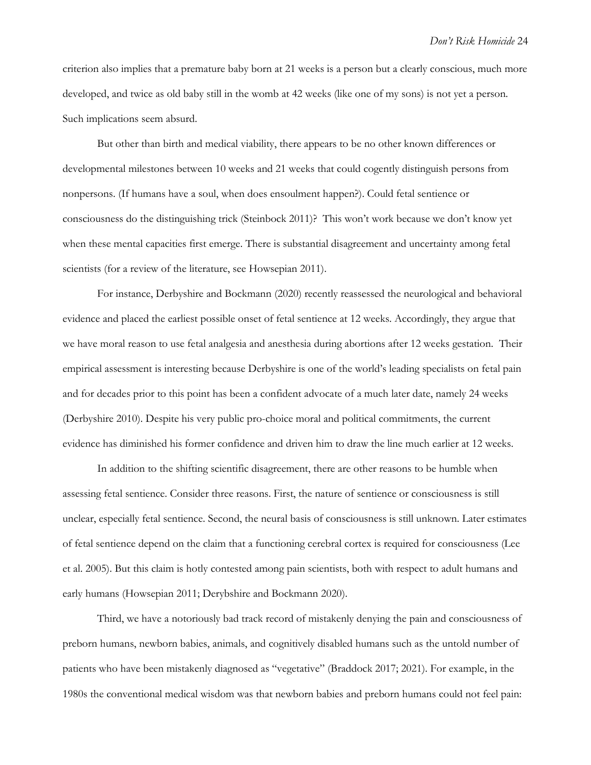criterion also implies that a premature baby born at 21 weeks is a person but a clearly conscious, much more developed, and twice as old baby still in the womb at 42 weeks (like one of my sons) is not yet a person. Such implications seem absurd.

But other than birth and medical viability, there appears to be no other known differences or developmental milestones between 10 weeks and 21 weeks that could cogently distinguish persons from nonpersons. (If humans have a soul, when does ensoulment happen?). Could fetal sentience or consciousness do the distinguishing trick (Steinbock 2011)? This won't work because we don't know yet when these mental capacities first emerge. There is substantial disagreement and uncertainty among fetal scientists (for a review of the literature, see Howsepian 2011).

For instance, Derbyshire and Bockmann (2020) recently reassessed the neurological and behavioral evidence and placed the earliest possible onset of fetal sentience at 12 weeks. Accordingly, they argue that we have moral reason to use fetal analgesia and anesthesia during abortions after 12 weeks gestation. Their empirical assessment is interesting because Derbyshire is one of the world's leading specialists on fetal pain and for decades prior to this point has been a confident advocate of a much later date, namely 24 weeks (Derbyshire 2010). Despite his very public pro-choice moral and political commitments, the current evidence has diminished his former confidence and driven him to draw the line much earlier at 12 weeks.

In addition to the shifting scientific disagreement, there are other reasons to be humble when assessing fetal sentience. Consider three reasons. First, the nature of sentience or consciousness is still unclear, especially fetal sentience. Second, the neural basis of consciousness is still unknown. Later estimates of fetal sentience depend on the claim that a functioning cerebral cortex is required for consciousness (Lee et al. 2005). But this claim is hotly contested among pain scientists, both with respect to adult humans and early humans (Howsepian 2011; Derybshire and Bockmann 2020).

Third, we have a notoriously bad track record of mistakenly denying the pain and consciousness of preborn humans, newborn babies, animals, and cognitively disabled humans such as the untold number of patients who have been mistakenly diagnosed as "vegetative" (Braddock 2017; 2021). For example, in the 1980s the conventional medical wisdom was that newborn babies and preborn humans could not feel pain: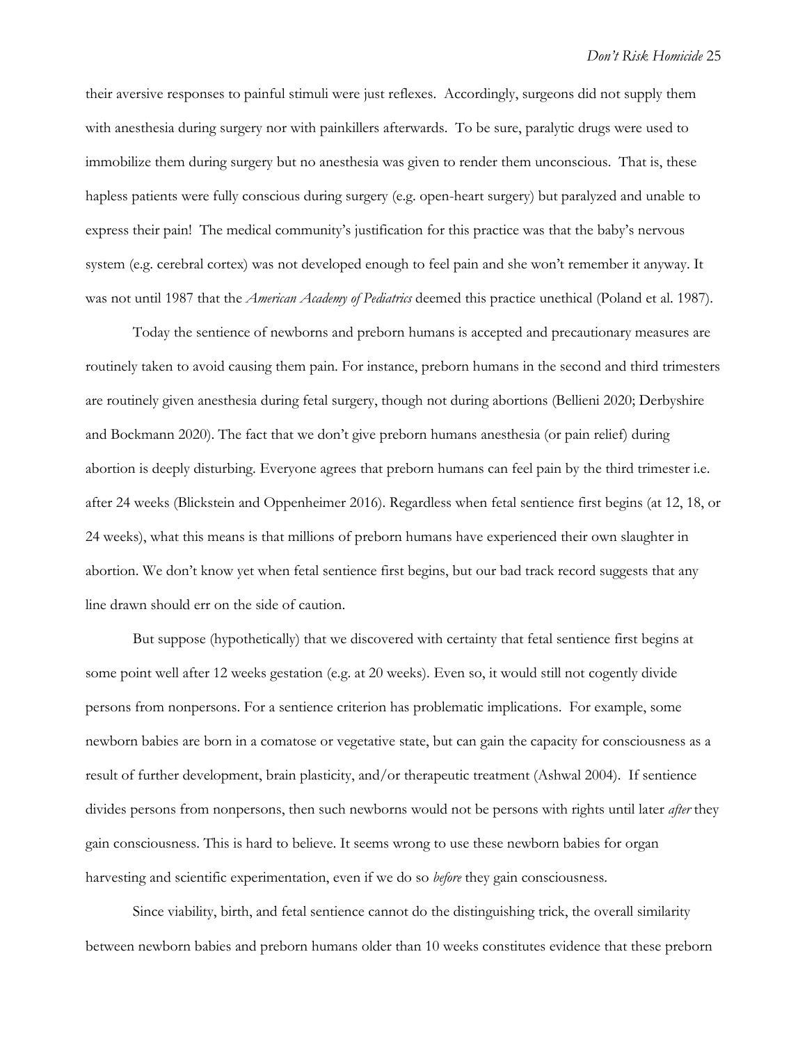their aversive responses to painful stimuli were just reflexes. Accordingly, surgeons did not supply them with anesthesia during surgery nor with painkillers afterwards. To be sure, paralytic drugs were used to immobilize them during surgery but no anesthesia was given to render them unconscious. That is, these hapless patients were fully conscious during surgery (e.g. open-heart surgery) but paralyzed and unable to express their pain! The medical community's justification for this practice was that the baby's nervous system (e.g. cerebral cortex) was not developed enough to feel pain and she won't remember it anyway. It was not until 1987 that the *American Academy of Pediatrics* deemed this practice unethical (Poland et al. 1987).

Today the sentience of newborns and preborn humans is accepted and precautionary measures are routinely taken to avoid causing them pain. For instance, preborn humans in the second and third trimesters are routinely given anesthesia during fetal surgery, though not during abortions (Bellieni 2020; Derbyshire and Bockmann 2020). The fact that we don't give preborn humans anesthesia (or pain relief) during abortion is deeply disturbing. Everyone agrees that preborn humans can feel pain by the third trimester i.e. after 24 weeks (Blickstein and Oppenheimer 2016). Regardless when fetal sentience first begins (at 12, 18, or 24 weeks), what this means is that millions of preborn humans have experienced their own slaughter in abortion. We don't know yet when fetal sentience first begins, but our bad track record suggests that any line drawn should err on the side of caution.

But suppose (hypothetically) that we discovered with certainty that fetal sentience first begins at some point well after 12 weeks gestation (e.g. at 20 weeks). Even so, it would still not cogently divide persons from nonpersons. For a sentience criterion has problematic implications. For example, some newborn babies are born in a comatose or vegetative state, but can gain the capacity for consciousness as a result of further development, brain plasticity, and/or therapeutic treatment (Ashwal 2004). If sentience divides persons from nonpersons, then such newborns would not be persons with rights until later *after* they gain consciousness. This is hard to believe. It seems wrong to use these newborn babies for organ harvesting and scientific experimentation, even if we do so *before* they gain consciousness.

Since viability, birth, and fetal sentience cannot do the distinguishing trick, the overall similarity between newborn babies and preborn humans older than 10 weeks constitutes evidence that these preborn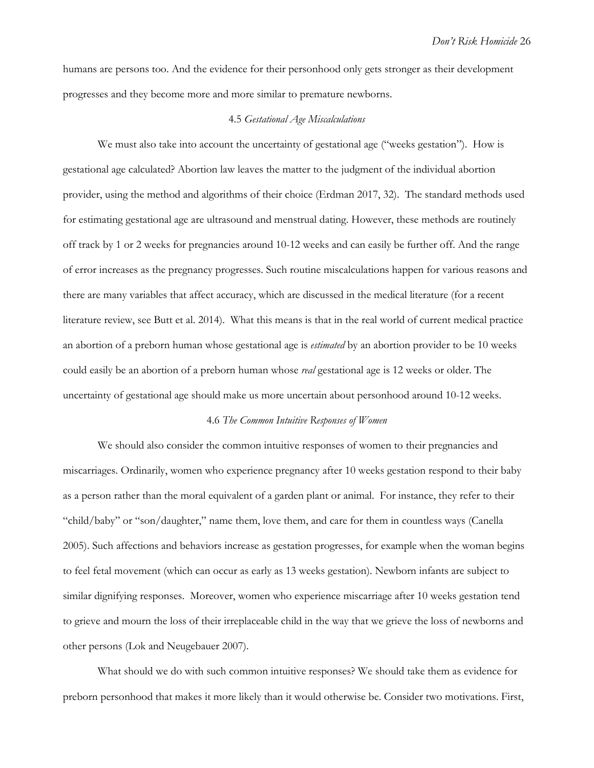humans are persons too. And the evidence for their personhood only gets stronger as their development progresses and they become more and more similar to premature newborns.

### 4.5 *Gestational Age Miscalculations*

We must also take into account the uncertainty of gestational age ("weeks gestation"). How is gestational age calculated? Abortion law leaves the matter to the judgment of the individual abortion provider, using the method and algorithms of their choice (Erdman 2017, 32). The standard methods used for estimating gestational age are ultrasound and menstrual dating. However, these methods are routinely off track by 1 or 2 weeks for pregnancies around 10-12 weeks and can easily be further off. And the range of error increases as the pregnancy progresses. Such routine miscalculations happen for various reasons and there are many variables that affect accuracy, which are discussed in the medical literature (for a recent literature review, see Butt et al. 2014). What this means is that in the real world of current medical practice an abortion of a preborn human whose gestational age is *estimated* by an abortion provider to be 10 weeks could easily be an abortion of a preborn human whose *real* gestational age is 12 weeks or older. The uncertainty of gestational age should make us more uncertain about personhood around 10-12 weeks.

### 4.6 *The Common Intuitive Responses of Women*

We should also consider the common intuitive responses of women to their pregnancies and miscarriages. Ordinarily, women who experience pregnancy after 10 weeks gestation respond to their baby as a person rather than the moral equivalent of a garden plant or animal. For instance, they refer to their "child/baby" or "son/daughter," name them, love them, and care for them in countless ways (Canella 2005). Such affections and behaviors increase as gestation progresses, for example when the woman begins to feel fetal movement (which can occur as early as 13 weeks gestation). Newborn infants are subject to similar dignifying responses. Moreover, women who experience miscarriage after 10 weeks gestation tend to grieve and mourn the loss of their irreplaceable child in the way that we grieve the loss of newborns and other persons (Lok and Neugebauer 2007).

What should we do with such common intuitive responses? We should take them as evidence for preborn personhood that makes it more likely than it would otherwise be. Consider two motivations. First,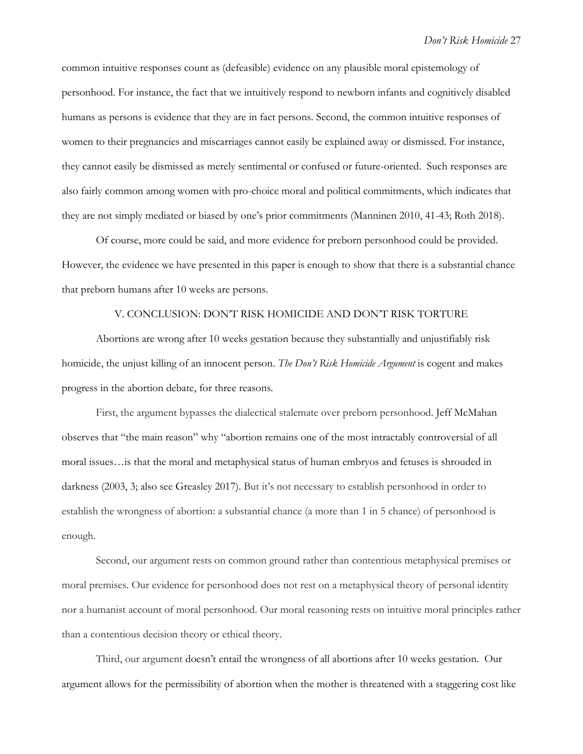common intuitive responses count as (defeasible) evidence on any plausible moral epistemology of personhood. For instance, the fact that we intuitively respond to newborn infants and cognitively disabled humans as persons is evidence that they are in fact persons. Second, the common intuitive responses of women to their pregnancies and miscarriages cannot easily be explained away or dismissed. For instance, they cannot easily be dismissed as merely sentimental or confused or future-oriented. Such responses are also fairly common among women with pro-choice moral and political commitments, which indicates that they are not simply mediated or biased by one's prior commitments (Manninen 2010, 41-43; Roth 2018).

Of course, more could be said, and more evidence for preborn personhood could be provided. However, the evidence we have presented in this paper is enough to show that there is a substantial chance that preborn humans after 10 weeks are persons.

## V. CONCLUSION: DON'T RISK HOMICIDE AND DON'T RISK TORTURE

Abortions are wrong after 10 weeks gestation because they substantially and unjustifiably risk homicide, the unjust killing of an innocent person. *The Don't Risk Homicide Argument* is cogent and makes progress in the abortion debate, for three reasons.

First, the argument bypasses the dialectical stalemate over preborn personhood. Jeff McMahan observes that "the main reason" why "abortion remains one of the most intractably controversial of all moral issues…is that the moral and metaphysical status of human embryos and fetuses is shrouded in darkness (2003, 3; also see Greasley 2017). But it's not necessary to establish personhood in order to establish the wrongness of abortion: a substantial chance (a more than 1 in 5 chance) of personhood is enough.

Second, our argument rests on common ground rather than contentious metaphysical premises or moral premises. Our evidence for personhood does not rest on a metaphysical theory of personal identity nor a humanist account of moral personhood. Our moral reasoning rests on intuitive moral principles rather than a contentious decision theory or ethical theory.

Third, our argument doesn't entail the wrongness of all abortions after 10 weeks gestation. Our argument allows for the permissibility of abortion when the mother is threatened with a staggering cost like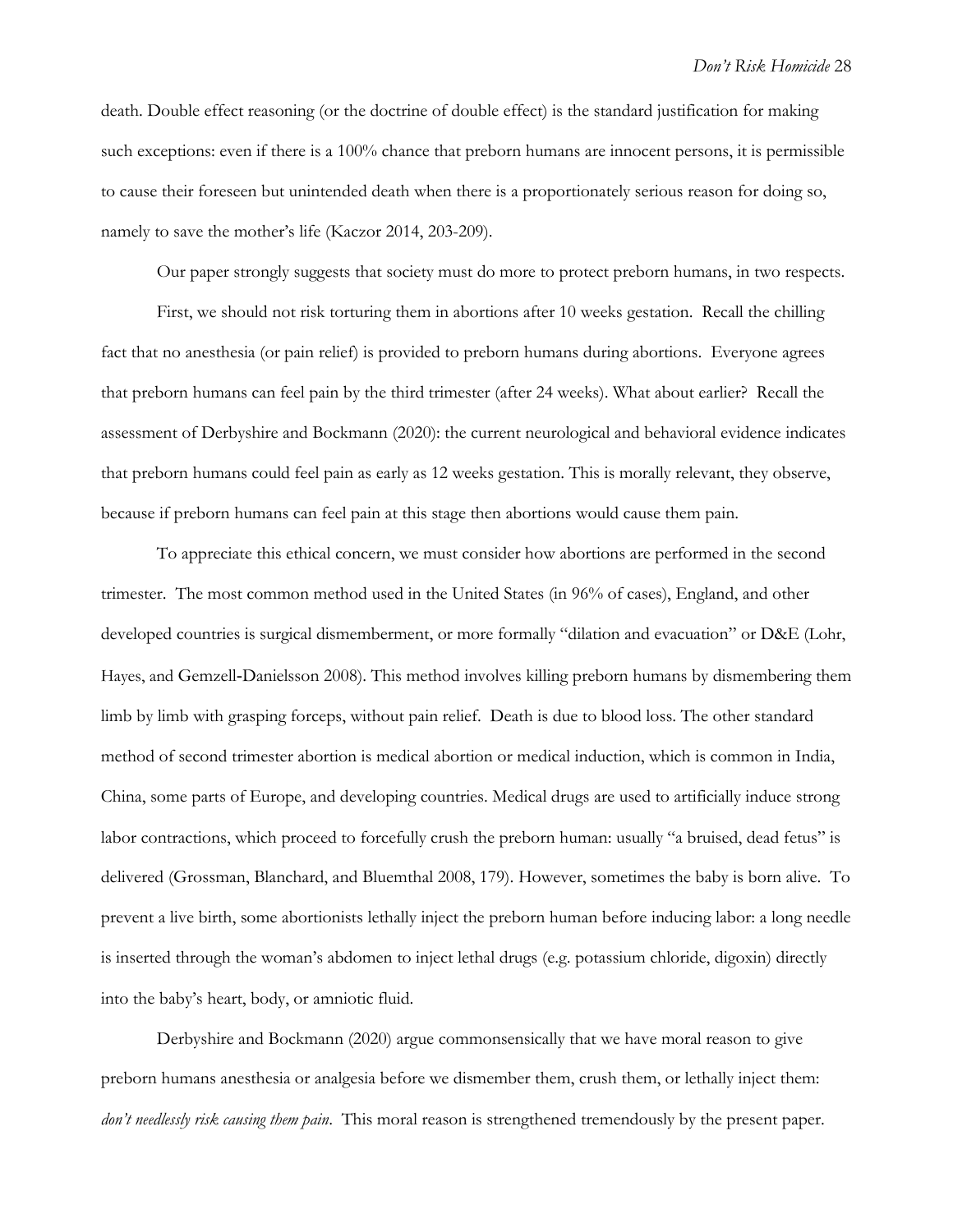death. Double effect reasoning (or the doctrine of double effect) is the standard justification for making such exceptions: even if there is a 100% chance that preborn humans are innocent persons, it is permissible to cause their foreseen but unintended death when there is a proportionately serious reason for doing so, namely to save the mother's life (Kaczor 2014, 203-209).

Our paper strongly suggests that society must do more to protect preborn humans, in two respects.

First, we should not risk torturing them in abortions after 10 weeks gestation. Recall the chilling fact that no anesthesia (or pain relief) is provided to preborn humans during abortions. Everyone agrees that preborn humans can feel pain by the third trimester (after 24 weeks). What about earlier? Recall the assessment of Derbyshire and Bockmann (2020): the current neurological and behavioral evidence indicates that preborn humans could feel pain as early as 12 weeks gestation. This is morally relevant, they observe, because if preborn humans can feel pain at this stage then abortions would cause them pain.

To appreciate this ethical concern, we must consider how abortions are performed in the second trimester. The most common method used in the United States (in 96% of cases), England, and other developed countries is surgical dismemberment, or more formally "dilation and evacuation" or D&E (Lohr, Hayes, and Gemzell-Danielsson 2008). This method involves killing preborn humans by dismembering them limb by limb with grasping forceps, without pain relief. Death is due to blood loss. The other standard method of second trimester abortion is medical abortion or medical induction, which is common in India, China, some parts of Europe, and developing countries. Medical drugs are used to artificially induce strong labor contractions, which proceed to forcefully crush the preborn human: usually "a bruised, dead fetus" is delivered (Grossman, Blanchard, and Bluemthal 2008, 179). However, sometimes the baby is born alive. To prevent a live birth, some abortionists lethally inject the preborn human before inducing labor: a long needle is inserted through the woman's abdomen to inject lethal drugs (e.g. potassium chloride, digoxin) directly into the baby's heart, body, or amniotic fluid.

Derbyshire and Bockmann (2020) argue commonsensically that we have moral reason to give preborn humans anesthesia or analgesia before we dismember them, crush them, or lethally inject them: *don't needlessly risk causing them pain*. This moral reason is strengthened tremendously by the present paper.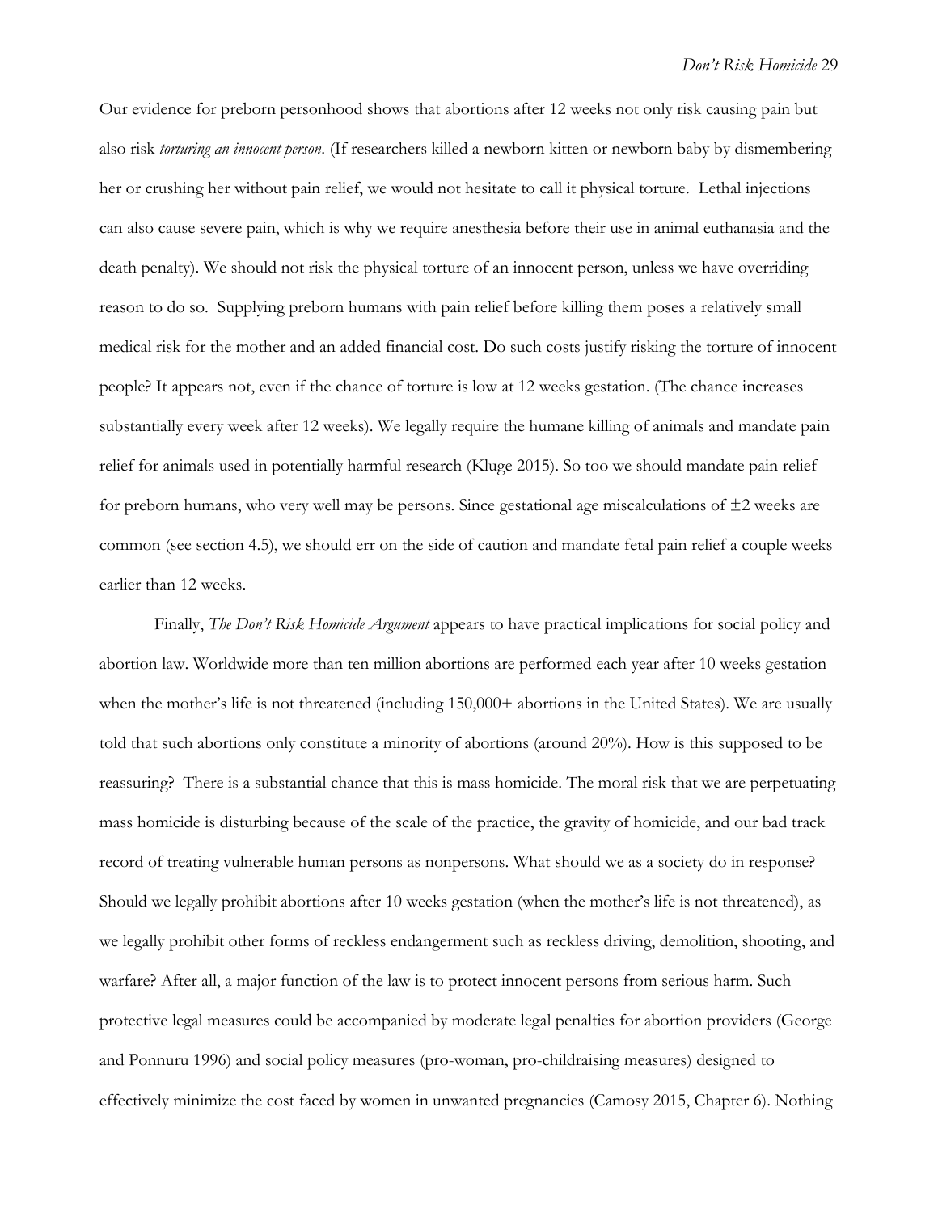Our evidence for preborn personhood shows that abortions after 12 weeks not only risk causing pain but also risk *torturing an innocent person*. (If researchers killed a newborn kitten or newborn baby by dismembering her or crushing her without pain relief, we would not hesitate to call it physical torture. Lethal injections can also cause severe pain, which is why we require anesthesia before their use in animal euthanasia and the death penalty). We should not risk the physical torture of an innocent person, unless we have overriding reason to do so. Supplying preborn humans with pain relief before killing them poses a relatively small medical risk for the mother and an added financial cost. Do such costs justify risking the torture of innocent people? It appears not, even if the chance of torture is low at 12 weeks gestation. (The chance increases substantially every week after 12 weeks). We legally require the humane killing of animals and mandate pain relief for animals used in potentially harmful research (Kluge 2015). So too we should mandate pain relief for preborn humans, who very well may be persons. Since gestational age miscalculations of $\pm 2$ weeks are common (see section 4.5), we should err on the side of caution and mandate fetal pain relief a couple weeks earlier than 12 weeks.

Finally, *The Don't Risk Homicide Argument* appears to have practical implications for social policy and abortion law. Worldwide more than ten million abortions are performed each year after 10 weeks gestation when the mother's life is not threatened (including 150,000+ abortions in the United States). We are usually told that such abortions only constitute a minority of abortions (around 20%). How is this supposed to be reassuring? There is a substantial chance that this is mass homicide. The moral risk that we are perpetuating mass homicide is disturbing because of the scale of the practice, the gravity of homicide, and our bad track record of treating vulnerable human persons as nonpersons. What should we as a society do in response? Should we legally prohibit abortions after 10 weeks gestation (when the mother's life is not threatened), as we legally prohibit other forms of reckless endangerment such as reckless driving, demolition, shooting, and warfare? After all, a major function of the law is to protect innocent persons from serious harm. Such protective legal measures could be accompanied by moderate legal penalties for abortion providers (George and Ponnuru 1996) and social policy measures (pro-woman, pro-childraising measures) designed to effectively minimize the cost faced by women in unwanted pregnancies (Camosy 2015, Chapter 6). Nothing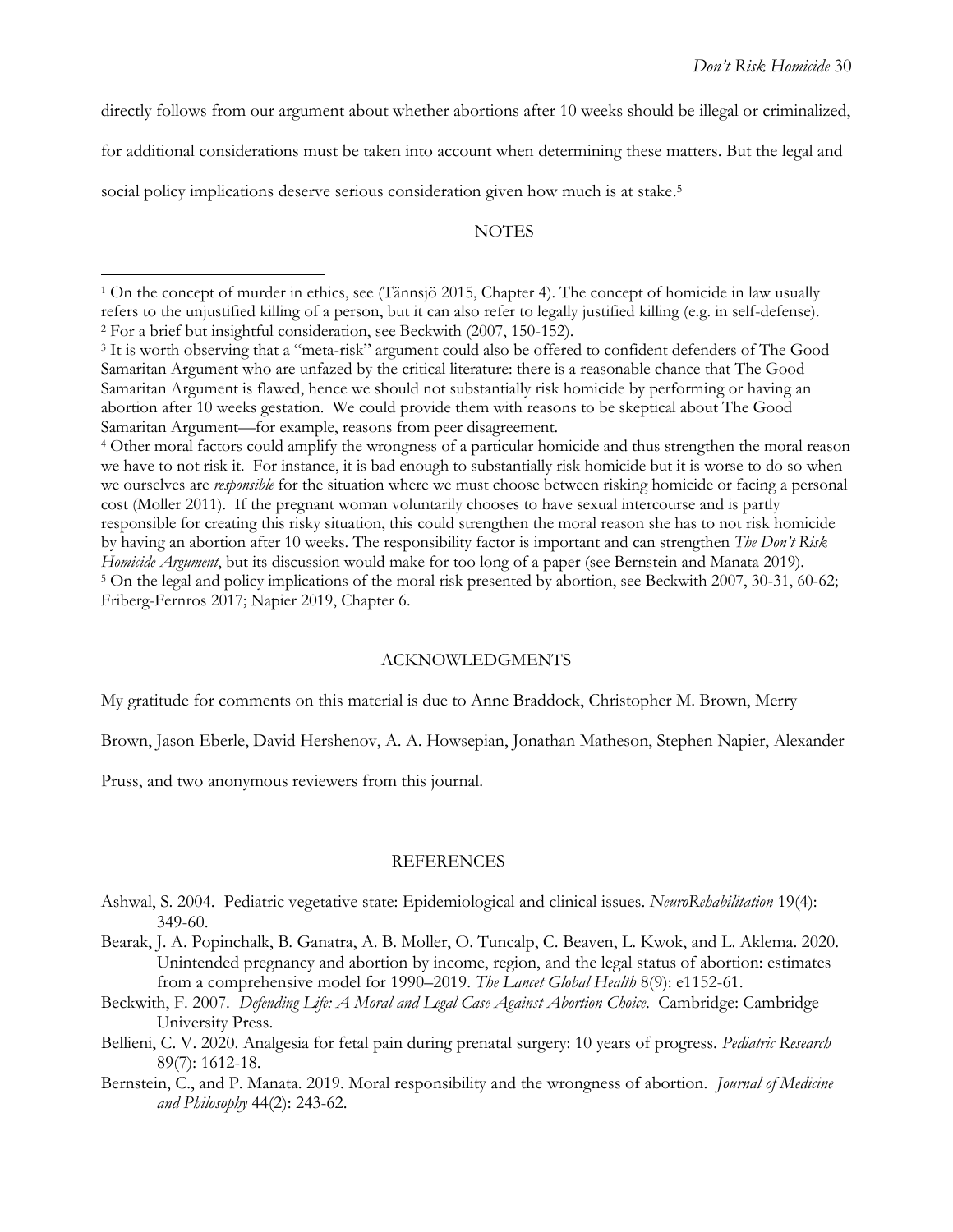directly follows from our argument about whether abortions after 10 weeks should be illegal or criminalized, for additional considerations must be taken into account when determining these matters. But the legal and social policy implications deserve serious consideration given how much is at stake.[5]

## NOTES

[1] On the concept of murder in ethics, see (Tännsjö 2015, Chapter 4). The concept of homicide in law usually refers to the unjustified killing of a person, but it can also refer to legally justified killing (e.g. in self-defense).

[2] For a brief but insightful consideration, see Beckwith (2007, 150-152).

[3] It is worth observing that a "meta-risk" argument could also be offered to confident defenders of The Good Samaritan Argument who are unfazed by the critical literature: there is a reasonable chance that The Good Samaritan Argument is flawed, hence we should not substantially risk homicide by performing or having an abortion after 10 weeks gestation. We could provide them with reasons to be skeptical about The Good Samaritan Argument—for example, reasons from peer disagreement.

[4] Other moral factors could amplify the wrongness of a particular homicide and thus strengthen the moral reason we have to not risk it. For instance, it is bad enough to substantially risk homicide but it is worse to do so when we ourselves are *responsible* for the situation where we must choose between risking homicide or facing a personal cost (Moller 2011). If the pregnant woman voluntarily chooses to have sexual intercourse and is partly responsible for creating this risky situation, this could strengthen the moral reason she has to not risk homicide by having an abortion after 10 weeks. The responsibility factor is important and can strengthen *The Don't Risk Homicide Argument*, but its discussion would make for too long of a paper (see Bernstein and Manata 2019).

[5] On the legal and policy implications of the moral risk presented by abortion, see Beckwith 2007, 30-31, 60-62; Friberg-Fernros 2017; Napier 2019, Chapter 6.

## ACKNOWLEDGMENTS

My gratitude for comments on this material is due to Anne Braddock, Christopher M. Brown, Merry Brown, Jason Eberle, David Hershenov, A. A. Howsepian, Jonathan Matheson, Stephen Napier, Alexander Pruss, and two anonymous reviewers from this journal.

## REFERENCES

Ashwal, S. 2004. Pediatric vegetative state: Epidemiological and clinical issues. *NeuroRehabilitation* 19(4): 349-60.

Bearak, J. A. Popinchalk, B. Ganatra, A. B. Moller, O. Tuncalp, C. Beaven, L. Kwok, and L. Aklema. 2020. Unintended pregnancy and abortion by income, region, and the legal status of abortion: estimates from a comprehensive model for 1990–2019. *The Lancet Global Health* 8(9): e1152-61.

Beckwith, F. 2007. *Defending Life: A Moral and Legal Case Against Abortion Choice*. Cambridge: Cambridge University Press.

Bellieni, C. V. 2020. Analgesia for fetal pain during prenatal surgery: 10 years of progress. *Pediatric Research* 89(7): 1612-18.

Bernstein, C., and P. Manata. 2019. Moral responsibility and the wrongness of abortion. *Journal of Medicine and Philosophy* 44(2): 243-62.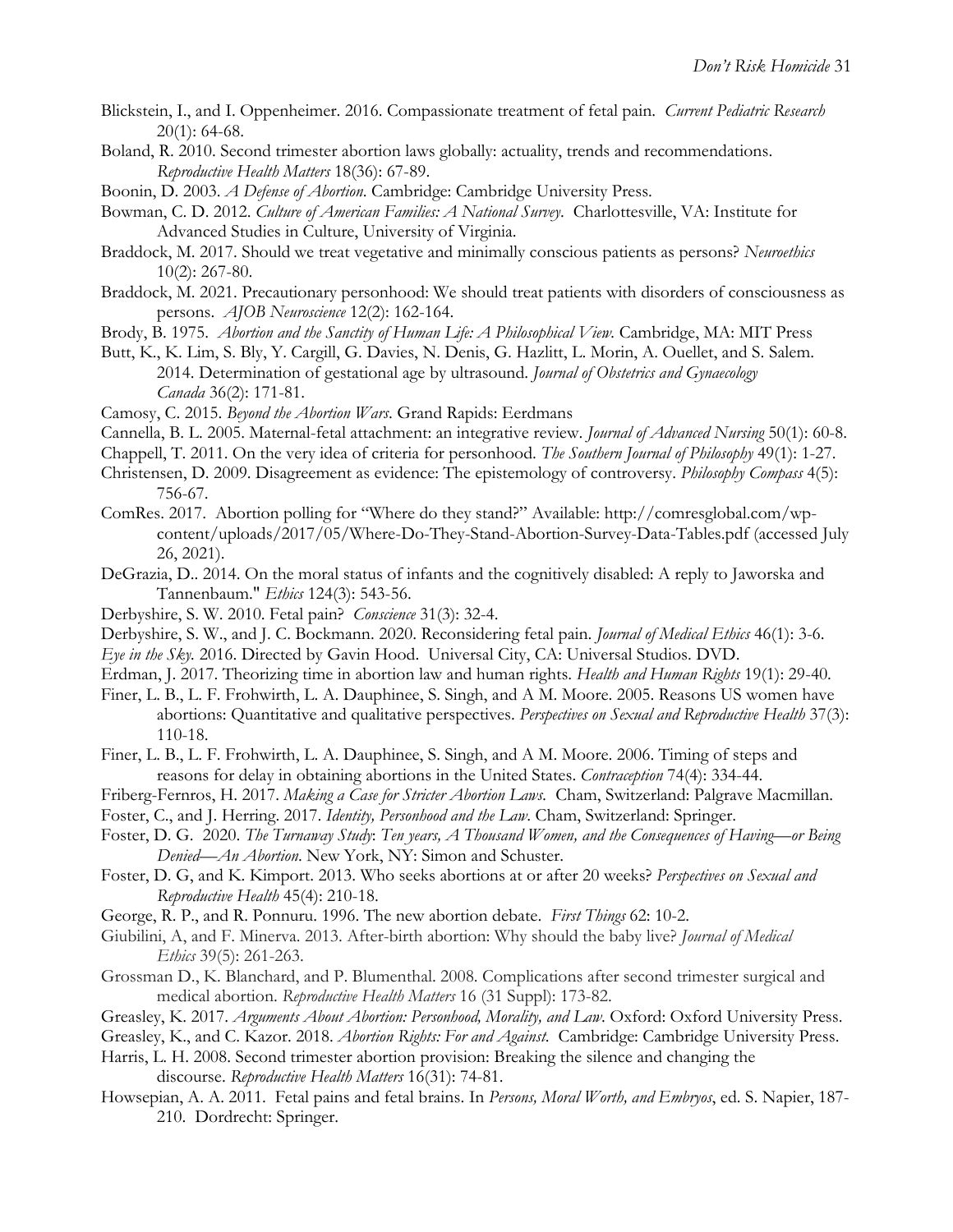Blickstein, I., and I. Oppenheimer. 2016. Compassionate treatment of fetal pain. *Current Pediatric Research* 20(1): 64-68.

Boland, R. 2010. Second trimester abortion laws globally: actuality, trends and recommendations. *Reproductive Health Matters* 18(36): 67-89.

Boonin, D. 2003. *A Defense of Abortion*. Cambridge: Cambridge University Press.

Bowman, C. D. 2012. *Culture of American Families: A National Survey*. Charlottesville, VA: Institute for Advanced Studies in Culture, University of Virginia.

Braddock, M. 2017. Should we treat vegetative and minimally conscious patients as persons? *Neuroethics* 10(2): 267-80.

Braddock, M. 2021. Precautionary personhood: We should treat patients with disorders of consciousness as persons. *AJOB Neuroscience* 12(2): 162-164.

Brody, B. 1975. *Abortion and the Sanctity of Human Life: A Philosophical View.* Cambridge, MA: MIT Press

Butt, K., K. Lim, S. Bly, Y. Cargill, G. Davies, N. Denis, G. Hazlitt, L. Morin, A. Ouellet, and S. Salem. 2014. Determination of gestational age by ultrasound. *Journal of Obstetrics and Gynaecology Canada* 36(2): 171-81.

Camosy, C. 2015. *Beyond the Abortion Wars.* Grand Rapids: Eerdmans

Cannella, B. L. 2005. Maternal-fetal attachment: an integrative review. *Journal of Advanced Nursing* 50(1): 60-8.

Chappell, T. 2011. On the very idea of criteria for personhood. *The Southern Journal of Philosophy* 49(1): 1-27.

Christensen, D. 2009. Disagreement as evidence: The epistemology of controversy. *Philosophy Compass* 4(5): 756-67.

ComRes. 2017. Abortion polling for "Where do they stand?" Available: http://comresglobal.com/wp-content/uploads/2017/05/Where-Do-They-Stand-Abortion-Survey-Data-Tables.pdf (accessed July 26, 2021).

DeGrazia, D.. 2014. On the moral status of infants and the cognitively disabled: A reply to Jaworska and Tannenbaum." *Ethics* 124(3): 543-56.

Derbyshire, S. W. 2010. Fetal pain? *Conscience* 31(3): 32-4.

Derbyshire, S. W., and J. C. Bockmann. 2020. Reconsidering fetal pain. *Journal of Medical Ethics* 46(1): 3-6.

*Eye in the Sky.* 2016. Directed by Gavin Hood. Universal City, CA: Universal Studios. DVD.

Erdman, J. 2017. Theorizing time in abortion law and human rights. *Health and Human Rights* 19(1): 29-40.

Finer, L. B., L. F. Frohwirth, L. A. Dauphinee, S. Singh, and A M. Moore. 2005. Reasons US women have abortions: Quantitative and qualitative perspectives. *Perspectives on Sexual and Reproductive Health* 37(3): 110-18.

Finer, L. B., L. F. Frohwirth, L. A. Dauphinee, S. Singh, and A M. Moore. 2006. Timing of steps and reasons for delay in obtaining abortions in the United States. *Contraception* 74(4): 334-44.

Friberg-Fernros, H. 2017. *Making a Case for Stricter Abortion Laws.* Cham, Switzerland: Palgrave Macmillan.

Foster, C., and J. Herring. 2017. *Identity, Personhood and the Law.* Cham, Switzerland: Springer.

Foster, D. G. 2020. *The Turnaway Study*: *Ten years, A Thousand Women, and the Consequences of Having—or Being Denied—An Abortion.* New York, NY: Simon and Schuster.

Foster, D. G, and K. Kimport. 2013. Who seeks abortions at or after 20 weeks? *Perspectives on Sexual and Reproductive Health* 45(4): 210-18.

George, R. P., and R. Ponnuru. 1996. The new abortion debate. *First Things* 62: 10-2.

Giubilini, A, and F. Minerva. 2013. After-birth abortion: Why should the baby live? *Journal of Medical Ethics* 39(5): 261-263.

Grossman D., K. Blanchard, and P. Blumenthal. 2008. Complications after second trimester surgical and medical abortion. *Reproductive Health Matters* 16 (31 Suppl): 173-82.

Greasley, K. 2017. *Arguments About Abortion: Personhood, Morality, and Law.* Oxford: Oxford University Press.

Greasley, K., and C. Kazor. 2018. *Abortion Rights: For and Against.* Cambridge: Cambridge University Press.

Harris, L. H. 2008. Second trimester abortion provision: Breaking the silence and changing the discourse. *Reproductive Health Matters* 16(31): 74-81.

Howsepian, A. A. 2011. Fetal pains and fetal brains. In *Persons, Moral Worth, and Embryos*, ed. S. Napier, 187-210. Dordrecht: Springer.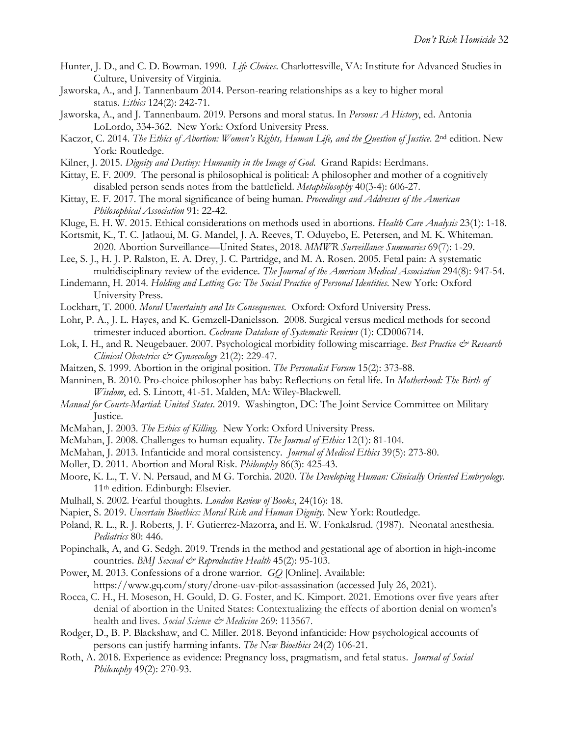Hunter, J. D., and C. D. Bowman. 1990. *Life Choices*. Charlottesville, VA: Institute for Advanced Studies in Culture, University of Virginia.

Jaworska, A., and J. Tannenbaum 2014. Person-rearing relationships as a key to higher moral status. *Ethics* 124(2): 242-71.

Jaworska, A., and J. Tannenbaum. 2019. Persons and moral status. In *Persons: A History*, ed. Antonia LoLordo, 334-362. New York: Oxford University Press.

Kaczor, C. 2014. *The Ethics of Abortion: Women's Rights, Human Life, and the Question of Justice*. 2nd edition. New York: Routledge.

Kilner, J. 2015. *Dignity and Destiny: Humanity in the Image of God*. Grand Rapids: Eerdmans.

Kittay, E. F. 2009. The personal is philosophical is political: A philosopher and mother of a cognitively disabled person sends notes from the battlefield. *Metaphilosophy* 40(3-4): 606-27.

Kittay, E. F. 2017. The moral significance of being human. *Proceedings and Addresses of the American Philosophical Association* 91: 22-42.

Kluge, E. H. W. 2015. Ethical considerations on methods used in abortions. *Health Care Analysis* 23(1): 1-18.

Kortsmit, K., T. C. Jatlaoui, M. G. Mandel, J. A. Reeves, T. Oduyebo, E. Petersen, and M. K. Whiteman. 2020. Abortion Surveillance—United States, 2018. *MMWR Surveillance Summaries* 69(7): 1-29.

Lee, S. J., H. J. P. Ralston, E. A. Drey, J. C. Partridge, and M. A. Rosen. 2005. Fetal pain: A systematic multidisciplinary review of the evidence. *The Journal of the American Medical Association* 294(8): 947-54.

Lindemann, H. 2014. *Holding and Letting Go: The Social Practice of Personal Identities*. New York: Oxford University Press.

Lockhart, T. 2000. *Moral Uncertainty and Its Consequences*. Oxford: Oxford University Press.

Lohr, P. A., J. L. Hayes, and K. Gemzell-Danielsson. 2008. Surgical versus medical methods for second trimester induced abortion. *Cochrane Database of Systematic Reviews* (1): CD006714.

Lok, I. H., and R. Neugebauer. 2007. Psychological morbidity following miscarriage. *Best Practice & Research Clinical Obstetrics & Gynaecology* 21(2): 229-47.

Maitzen, S. 1999. Abortion in the original position. *The Personalist Forum* 15(2): 373-88.

Manninen, B. 2010. Pro-choice philosopher has baby: Reflections on fetal life. In *Motherhood: The Birth of Wisdom*, ed. S. Lintott, 41-51. Malden, MA: Wiley-Blackwell.

*Manual for Courts-Martial*: *United States*. 2019. Washington, DC: The Joint Service Committee on Military Justice.

McMahan, J. 2003. *The Ethics of Killing*. New York: Oxford University Press.

McMahan, J. 2008. Challenges to human equality. *The Journal of Ethics* 12(1): 81-104.

McMahan, J. 2013. Infanticide and moral consistency. *Journal of Medical Ethics* 39(5): 273-80.

Moller, D. 2011. Abortion and Moral Risk. *Philosophy* 86(3): 425-43.

Moore, K. L., T. V. N. Persaud, and M G. Torchia. 2020. *The Developing Human: Clinically Oriented Embryology*. 11th edition. Edinburgh: Elsevier.

Mulhall, S. 2002. Fearful thoughts. *London Review of Books*, 24(16): 18.

Napier, S. 2019. *Uncertain Bioethics: Moral Risk and Human Dignity*. New York: Routledge.

Poland, R. L., R. J. Roberts, J. F. Gutierrez-Mazorra, and E. W. Fonkalsrud. (1987). Neonatal anesthesia. *Pediatrics* 80: 446.

Popinchalk, A, and G. Sedgh. 2019. Trends in the method and gestational age of abortion in high-income countries. *BMJ Sexual & Reproductive Health* 45(2): 95-103.

Power, M. 2013. Confessions of a drone warrior. *GQ* [Online]. Available: https://www.gq.com/story/drone-uav-pilot-assassination (accessed July 26, 2021).

Rocca, C. H., H. Moseson, H. Gould, D. G. Foster, and K. Kimport. 2021. Emotions over five years after denial of abortion in the United States: Contextualizing the effects of abortion denial on women's health and lives. *Social Science & Medicine* 269: 113567.

Rodger, D., B. P. Blackshaw, and C. Miller. 2018. Beyond infanticide: How psychological accounts of persons can justify harming infants. *The New Bioethics* 24(2) 106-21.

Roth, A. 2018. Experience as evidence: Pregnancy loss, pragmatism, and fetal status. *Journal of Social Philosophy* 49(2): 270-93.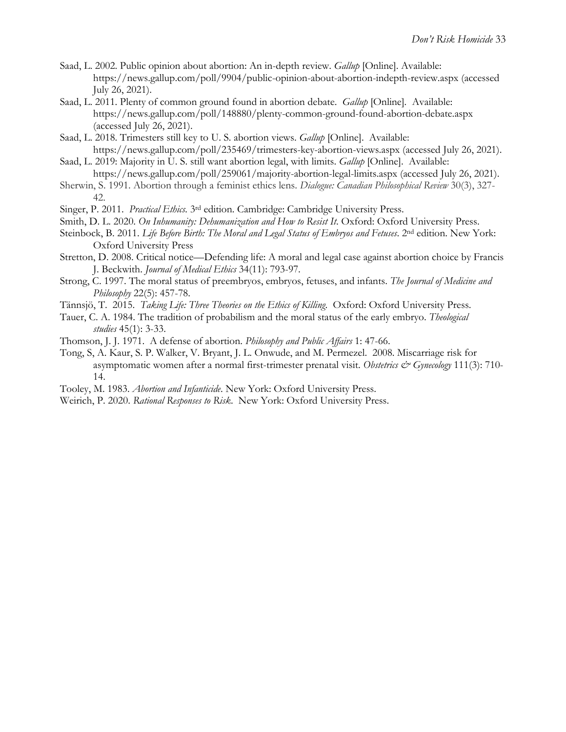Saad, L. 2002. Public opinion about abortion: An in-depth review. *Gallup* [Online]. Available: https://news.gallup.com/poll/9904/public-opinion-about-abortion-indepth-review.aspx (accessed July 26, 2021).

Saad, L. 2011. Plenty of common ground found in abortion debate. *Gallup* [Online]. Available: https://news.gallup.com/poll/148880/plenty-common-ground-found-abortion-debate.aspx (accessed July 26, 2021).

Saad, L. 2018. Trimesters still key to U. S. abortion views. *Gallup* [Online]. Available: https://news.gallup.com/poll/235469/trimesters-key-abortion-views.aspx (accessed July 26, 2021).

Saad, L. 2019: Majority in U. S. still want abortion legal, with limits. *Gallup* [Online]. Available: https://news.gallup.com/poll/259061/majority-abortion-legal-limits.aspx (accessed July 26, 2021).

Sherwin, S. 1991. Abortion through a feminist ethics lens. *Dialogue: Canadian Philosophical Review* 30(3), 327-42.

Singer, P. 2011. *Practical Ethics*. 3rd edition. Cambridge: Cambridge University Press.

Smith, D. L. 2020. *On Inhumanity: Dehumanization and How to Resist It*. Oxford: Oxford University Press.

Steinbock, B. 2011. *Life Before Birth: The Moral and Legal Status of Embryos and Fetuses*. 2nd edition. New York: Oxford University Press

Stretton, D. 2008. Critical notice—Defending life: A moral and legal case against abortion choice by Francis J. Beckwith. *Journal of Medical Ethics* 34(11): 793-97.

Strong, C. 1997. The moral status of preembryos, embryos, fetuses, and infants. *The Journal of Medicine and Philosophy* 22(5): 457-78.

Tännsjö, T. 2015. *Taking Life: Three Theories on the Ethics of Killing*. Oxford: Oxford University Press.

Tauer, C. A. 1984. The tradition of probabilism and the moral status of the early embryo. *Theological studies* 45(1): 3-33.

Thomson, J. J. 1971. A defense of abortion. *Philosophy and Public Affairs* 1: 47-66.

Tong, S, A. Kaur, S. P. Walker, V. Bryant, J. L. Onwude, and M. Permezel. 2008. Miscarriage risk for asymptomatic women after a normal first-trimester prenatal visit. *Obstetrics & Gynecology* 111(3): 710-14.

Tooley, M. 1983. *Abortion and Infanticide*. New York: Oxford University Press.

Weirich, P. 2020. *Rational Responses to Risk*. New York: Oxford University Press.